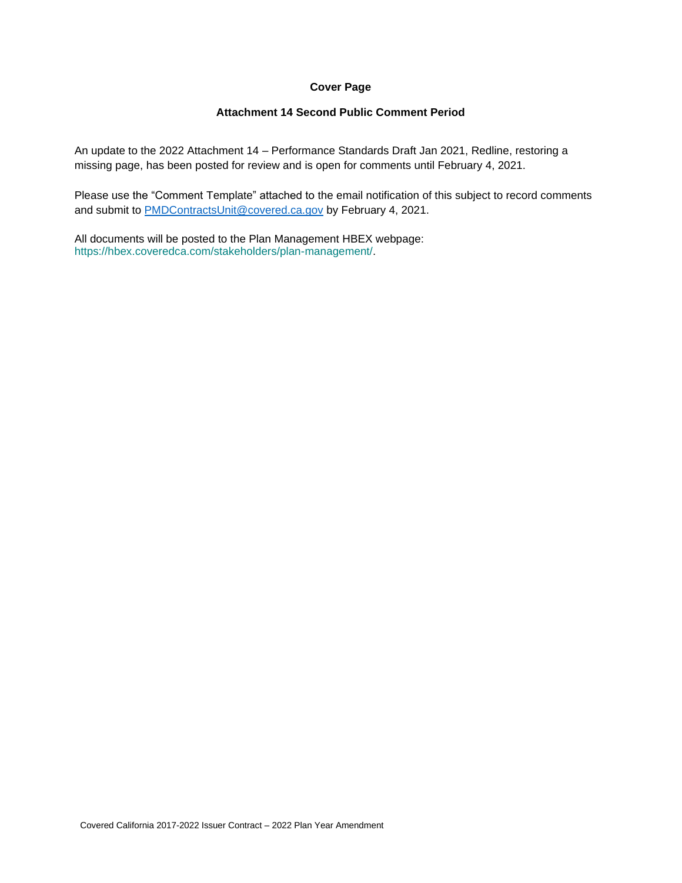# Cover Page

## Attachment 14 Second Public Comment Period

An update to the 2022 Attachment 14 – Performance Standards Draft Jan 2021, Redline, restoring a missing page, has been posted for review and is open for comments until February 4, 2021.

Please use the "Comment Template" attached to the email notification of this subject to record comments and submit to PMDContractsUnit@covered.ca.gov by February 4, 2021.

All documents will be posted to the Plan Management HBEX webpage: https://hbex.coveredca.com/stakeholders/plan-management/.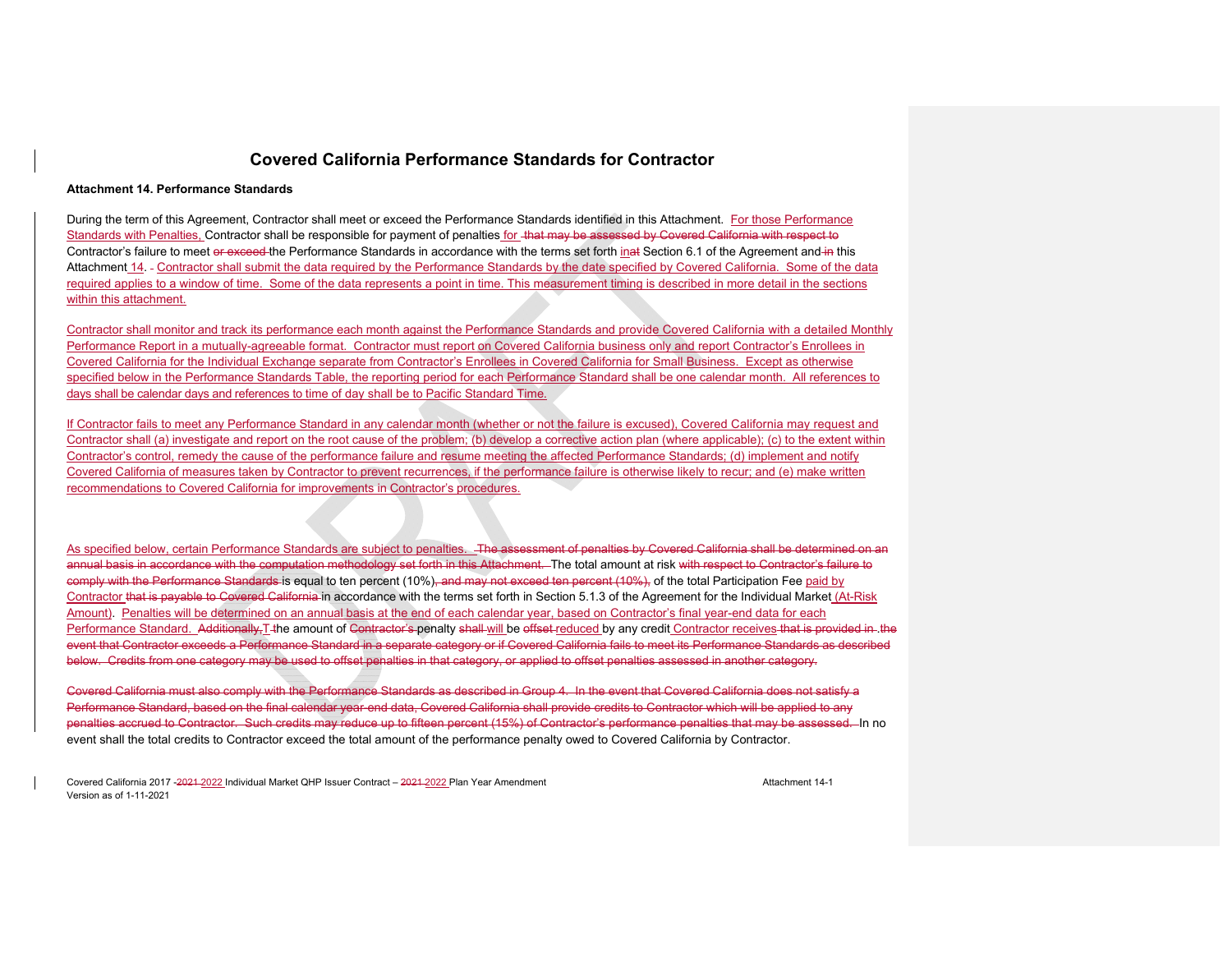# Covered California Performance Standards for Contractor

**Attachment 14. Performance Standards**

During the term of this Agreement, Contractor shall meet or exceed the Performance Standards identified in this Attachment. For those Performance Standards with Penalties, Contractor shall be responsible for payment of penalties for ~~that may be assessed by Covered California with respect to~~ Contractor's failure to meet ~~or exceed~~ the Performance Standards in accordance with the terms set forth in~~at~~ Section 6.1 of the Agreement and ~~in~~ this Attachment 14. Contractor shall submit the data required by the Performance Standards by the date specified by Covered California. Some of the data required applies to a window of time. Some of the data represents a point in time. This measurement timing is described in more detail in the sections within this attachment.

Contractor shall monitor and track its performance each month against the Performance Standards and provide Covered California with a detailed Monthly Performance Report in a mutually-agreeable format. Contractor must report on Covered California business only and report Contractor's Enrollees in Covered California for the Individual Exchange separate from Contractor's Enrollees in Covered California for Small Business. Except as otherwise specified below in the Performance Standards Table, the reporting period for each Performance Standard shall be one calendar month. All references to days shall be calendar days and references to time of day shall be to Pacific Standard Time.

If Contractor fails to meet any Performance Standard in any calendar month (whether or not the failure is excused), Covered California may request and Contractor shall (a) investigate and report on the root cause of the problem; (b) develop a corrective action plan (where applicable); (c) to the extent within Contractor's control, remedy the cause of the performance failure and resume meeting the affected Performance Standards; (d) implement and notify Covered California of measures taken by Contractor to prevent recurrences, if the performance failure is otherwise likely to recur; and (e) make written recommendations to Covered California for improvements in Contractor's procedures.

As specified below, certain Performance Standards are subject to penalties. ~~The assessment of penalties by Covered California shall be determined on an annual basis in accordance with the computation methodology set forth in this Attachment.~~ The total amount at risk ~~with respect to Contractor's failure to comply with the Performance Standards~~ is equal to ten percent (10%)~~, and may not exceed ten percent (10%),~~ of the total Participation Fee paid by Contractor ~~that is payable to Covered California~~ in accordance with the terms set forth in Section 5.1.3 of the Agreement for the Individual Market (At-Risk Amount). Penalties will be determined on an annual basis at the end of each calendar year, based on Contractor's final year-end data for each Performance Standard. ~~Additionally,~~ T~~t~~he amount of ~~Contractor's~~ penalty ~~shall~~ will be ~~offset~~ reduced by any credit Contractor receives ~~that is provided in the event that Contractor exceeds a Performance Standard in a separate category or if Covered California fails to meet its Performance Standards as described below. Credits from one category may be used to offset penalties in that category, or applied to offset penalties assessed in another category.~~

~~Covered California must also comply with the Performance Standards as described in Group 4. In the event that Covered California does not satisfy a Performance Standard, based on the final calendar year-end data, Covered California shall provide credits to Contractor which will be applied to any penalties accrued to Contractor. Such credits may reduce up to fifteen percent (15%) of Contractor's performance penalties that may be assessed.~~ In no event shall the total credits to Contractor exceed the total amount of the performance penalty owed to Covered California by Contractor.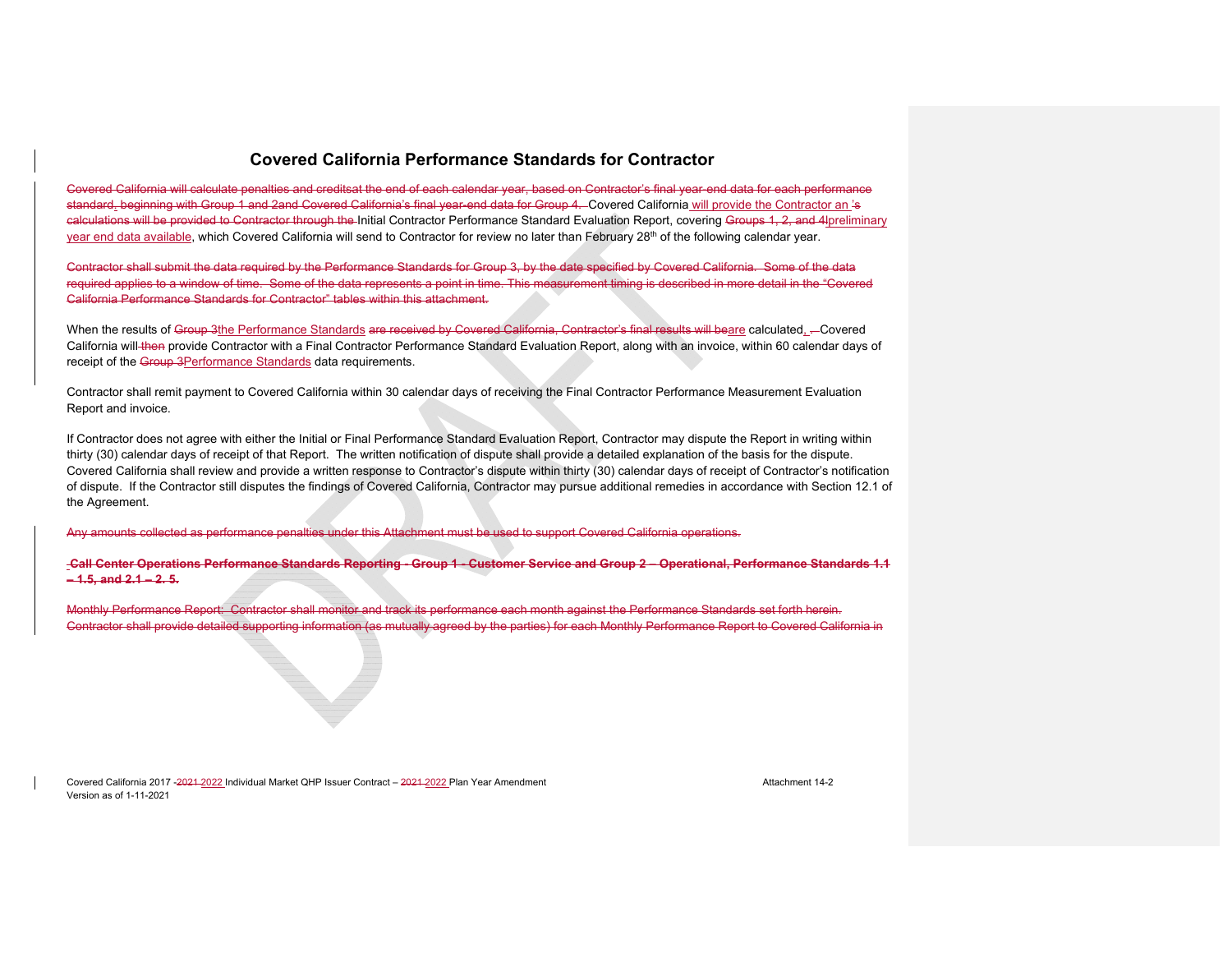# Covered California Performance Standards for Contractor

Covered California will calculate penalties and creditsat the end of each calendar year, based on Contractor's final year-end data for each performance standard, beginning with Group 1 and 2and Covered California's final year-end data for Group 4. Covered California will provide the Contractor an 's calculations will be provided to Contractor through the Initial Contractor Performance Standard Evaluation Report, covering Groups 1, 2, and 4preliminary year end data available, which Covered California will send to Contractor for review no later than February 28th of the following calendar year.

Contractor shall submit the data required by the Performance Standards for Group 3, by the date specified by Covered California. Some of the data required applies to a window of time. Some of the data represents a point in time. This measurement timing is described in more detail in the "Covered California Performance Standards for Contractor" tables within this attachment.

When the results of Group 3the Performance Standards are received by Covered California, Contractor's final results will beare calculated, . Covered California will then provide Contractor with a Final Contractor Performance Standard Evaluation Report, along with an invoice, within 60 calendar days of receipt of the Group 3Performance Standards data requirements.

Contractor shall remit payment to Covered California within 30 calendar days of receiving the Final Contractor Performance Measurement Evaluation Report and invoice.

If Contractor does not agree with either the Initial or Final Performance Standard Evaluation Report, Contractor may dispute the Report in writing within thirty (30) calendar days of receipt of that Report. The written notification of dispute shall provide a detailed explanation of the basis for the dispute. Covered California shall review and provide a written response to Contractor's dispute within thirty (30) calendar days of receipt of Contractor's notification of dispute. If the Contractor still disputes the findings of Covered California, Contractor may pursue additional remedies in accordance with Section 12.1 of the Agreement.

Any amounts collected as performance penalties under this Attachment must be used to support Covered California operations.

**Call Center Operations Performance Standards Reporting - Group 1 - Customer Service and Group 2 – Operational, Performance Standards 1.1 – 1.5, and 2.1 – 2. 5.**

Monthly Performance Report: Contractor shall monitor and track its performance each month against the Performance Standards set forth herein. Contractor shall provide detailed supporting information (as mutually agreed by the parties) for each Monthly Performance Report to Covered California in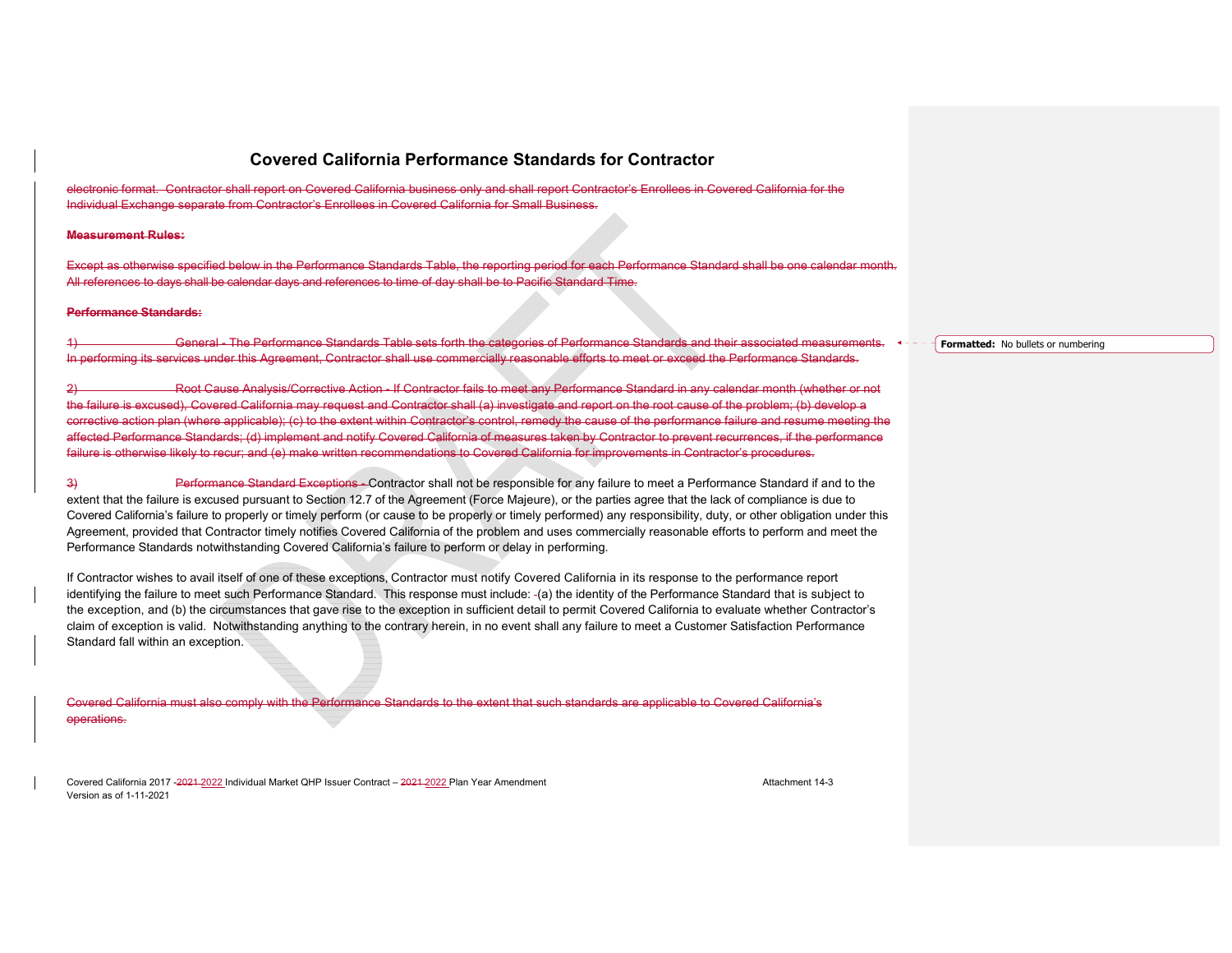# Covered California Performance Standards for Contractor

electronic format. Contractor shall report on Covered California business only and shall report Contractor's Enrollees in Covered California for the Individual Exchange separate from Contractor's Enrollees in Covered California for Small Business.

**Measurement Rules:**

Except as otherwise specified below in the Performance Standards Table, the reporting period for each Performance Standard shall be one calendar month. All references to days shall be calendar days and references to time of day shall be to Pacific Standard Time.

**Performance Standards:**

1) General - The Performance Standards Table sets forth the categories of Performance Standards and their associated measurements. In performing its services under this Agreement, Contractor shall use commercially reasonable efforts to meet or exceed the Performance Standards.

2) Root Cause Analysis/Corrective Action - If Contractor fails to meet any Performance Standard in any calendar month (whether or not the failure is excused), Covered California may request and Contractor shall (a) investigate and report on the root cause of the problem; (b) develop a corrective action plan (where applicable); (c) to the extent within Contractor's control, remedy the cause of the performance failure and resume meeting the affected Performance Standards; (d) implement and notify Covered California of measures taken by Contractor to prevent recurrences, if the performance failure is otherwise likely to recur; and (e) make written recommendations to Covered California for improvements in Contractor's procedures.

3) Performance Standard Exceptions - Contractor shall not be responsible for any failure to meet a Performance Standard if and to the extent that the failure is excused pursuant to Section 12.7 of the Agreement (Force Majeure), or the parties agree that the lack of compliance is due to Covered California's failure to properly or timely perform (or cause to be properly or timely performed) any responsibility, duty, or other obligation under this Agreement, provided that Contractor timely notifies Covered California of the problem and uses commercially reasonable efforts to perform and meet the Performance Standards notwithstanding Covered California's failure to perform or delay in performing.

If Contractor wishes to avail itself of one of these exceptions, Contractor must notify Covered California in its response to the performance report identifying the failure to meet such Performance Standard. This response must include: (a) the identity of the Performance Standard that is subject to the exception, and (b) the circumstances that gave rise to the exception in sufficient detail to permit Covered California to evaluate whether Contractor's claim of exception is valid. Notwithstanding anything to the contrary herein, in no event shall any failure to meet a Customer Satisfaction Performance Standard fall within an exception.

Covered California must also comply with the Performance Standards to the extent that such standards are applicable to Covered California's operations.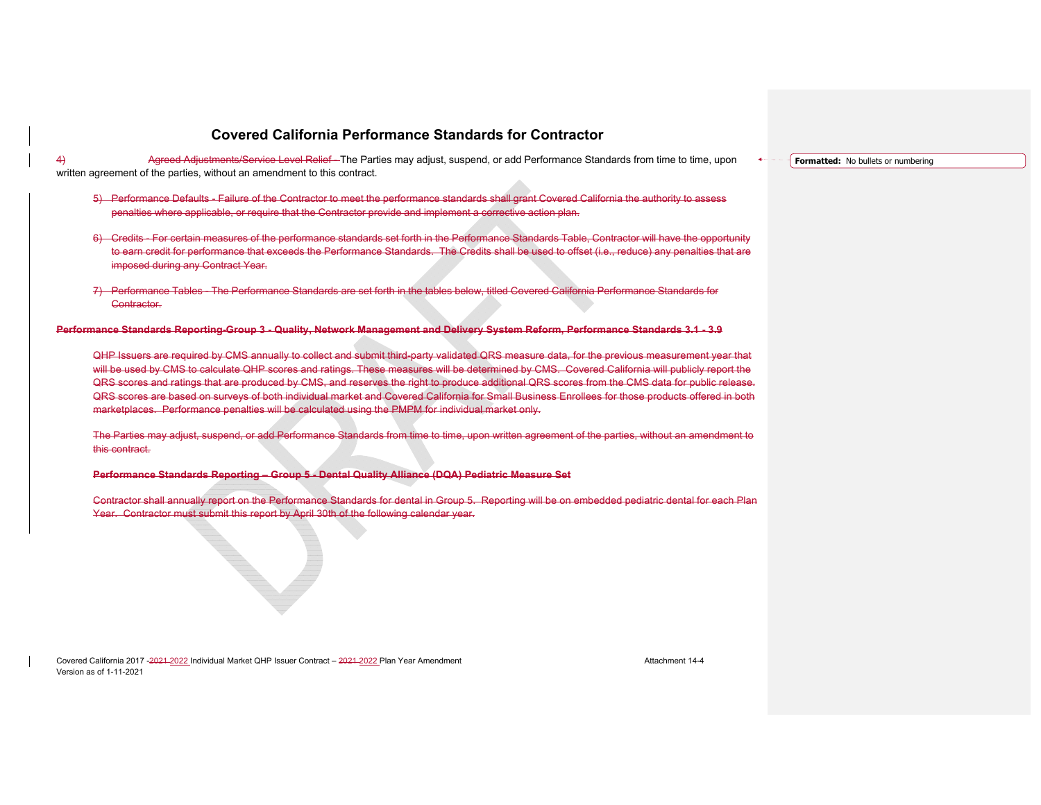## Covered California Performance Standards for Contractor

4) Agreed Adjustments/Service Level Relief - The Parties may adjust, suspend, or add Performance Standards from time to time, upon written agreement of the parties, without an amendment to this contract.

5) Performance Defaults - Failure of the Contractor to meet the performance standards shall grant Covered California the authority to assess penalties where applicable, or require that the Contractor provide and implement a corrective action plan.

6) Credits - For certain measures of the performance standards set forth in the Performance Standards Table, Contractor will have the opportunity to earn credit for performance that exceeds the Performance Standards. The Credits shall be used to offset (i.e., reduce) any penalties that are imposed during any Contract Year.

7) Performance Tables - The Performance Standards are set forth in the tables below, titled Covered California Performance Standards for Contractor.

**Performance Standards Reporting-Group 3 - Quality, Network Management and Delivery System Reform, Performance Standards 3.1 - 3.9**

QHP Issuers are required by CMS annually to collect and submit third-party validated QRS measure data, for the previous measurement year that will be used by CMS to calculate QHP scores and ratings. These measures will be determined by CMS. Covered California will publicly report the QRS scores and ratings that are produced by CMS, and reserves the right to produce additional QRS scores from the CMS data for public release. QRS scores are based on surveys of both individual market and Covered California for Small Business Enrollees for those products offered in both marketplaces. Performance penalties will be calculated using the PMPM for individual market only.

The Parties may adjust, suspend, or add Performance Standards from time to time, upon written agreement of the parties, without an amendment to this contract.

**Performance Standards Reporting – Group 5 - Dental Quality Alliance (DQA) Pediatric Measure Set**

Contractor shall annually report on the Performance Standards for dental in Group 5. Reporting will be on embedded pediatric dental for each Plan Year. Contractor must submit this report by April 30th of the following calendar year.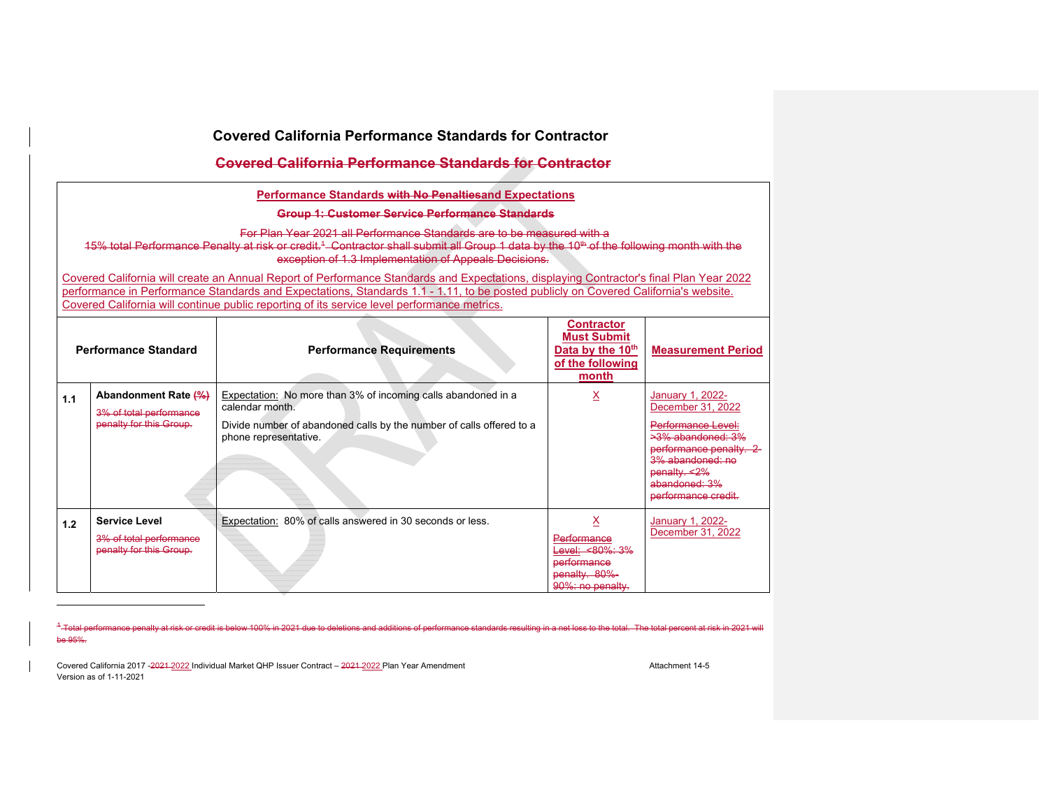## Covered California Performance Standards for Contractor

~~Covered California Performance Standards for Contractor~~

**Performance Standards ~~with No Penalties~~and Expectations**

~~**Group 1: Customer Service Performance Standards**~~

~~For Plan Year 2021 all Performance Standards are to be measured with a 15% total Performance Penalty at risk or credit.[1] Contractor shall submit all Group 1 data by the 10th of the following month with the exception of 1.3 Implementation of Appeals Decisions.~~

Covered California will create an Annual Report of Performance Standards and Expectations, displaying Contractor's final Plan Year 2022 performance in Performance Standards and Expectations, Standards 1.1 - 1.11, to be posted publicly on Covered California's website. Covered California will continue public reporting of its service level performance metrics.

| | Performance Standard | Performance Requirements | Contractor Must Submit Data by the 10th of the following month | Measurement Period |
|---|---|---|---|---|
| 1.1 | **Abandonment Rate ~~(%)~~** <br> ~~3% of total performance penalty for this Group.~~ | Expectation: No more than 3% of incoming calls abandoned in a calendar month. <br> Divide number of abandoned calls by the number of calls offered to a phone representative. | X | January 1, 2022-December 31, 2022 <br> ~~Performance Level: >3% abandoned: 3% performance penalty. 2-3% abandoned: no penalty. <2% abandoned: 3% performance credit.~~ |
| 1.2 | **Service Level** <br> ~~3% of total performance penalty for this Group.~~ | Expectation: 80% of calls answered in 30 seconds or less. | X <br> ~~Performance Level: <80%: 3% performance penalty. 80%-90%: no penalty.~~ | January 1, 2022-December 31, 2022 |

---

[1] ~~Total performance penalty at risk or credit is below 100% in 2021 due to deletions and additions of performance standards resulting in a net loss to the total. The total percent at risk in 2021 will be 95%.~~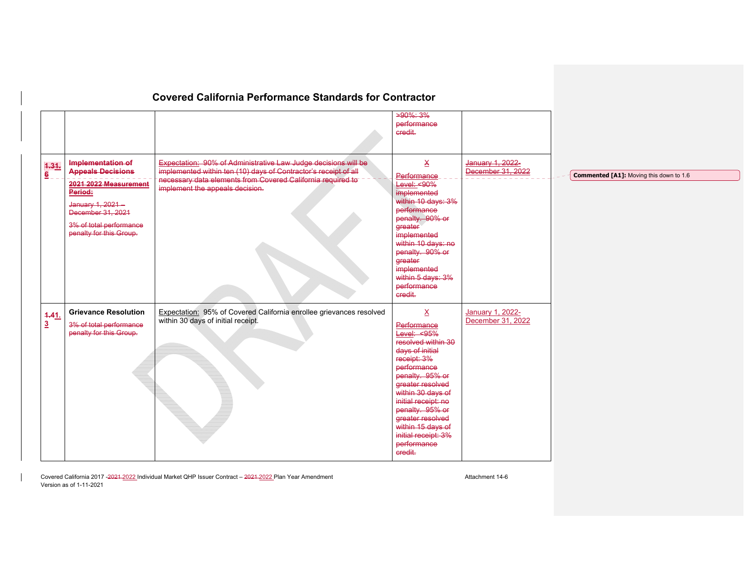## Covered California Performance Standards for Contractor

| | | | | |
|---|---|---|---|---|
| | | | >90%: 3% performance credit. | |
| 1.31.6 | **Implementation of Appeals Decisions** <br> **2021 2022 Measurement Period:** <br> January 1, 2021 – December 31, 2021 <br> 3% of total performance penalty for this Group. | Expectation: 90% of Administrative Law Judge decisions will be implemented within ten (10) days of Contractor's receipt of all necessary data elements from Covered California required to implement the appeals decision. | X <br> Performance Level: <90% implemented within 10 days: 3% performance penalty. 90% or greater implemented within 10 days: no penalty. 90% or greater implemented within 5 days: 3% performance credit. | January 1, 2022- December 31, 2022 |
| 1.41.3 | **Grievance Resolution** <br> 3% of total performance penalty for this Group. | Expectation: 95% of Covered California enrollee grievances resolved within 30 days of initial receipt. | X <br> Performance Level: <95% resolved within 30 days of initial receipt: 3% performance penalty. 95% or greater resolved within 30 days of initial receipt: no penalty. 95% or greater resolved within 15 days of initial receipt: 3% performance credit. | January 1, 2022- December 31, 2022 |

Commented [A1]: Moving this down to 1.6

Covered California 2017 -2021 2022 Individual Market QHP Issuer Contract – 2021 2022 Plan Year Amendment  
Version as of 1-11-2021  
Attachment 14-6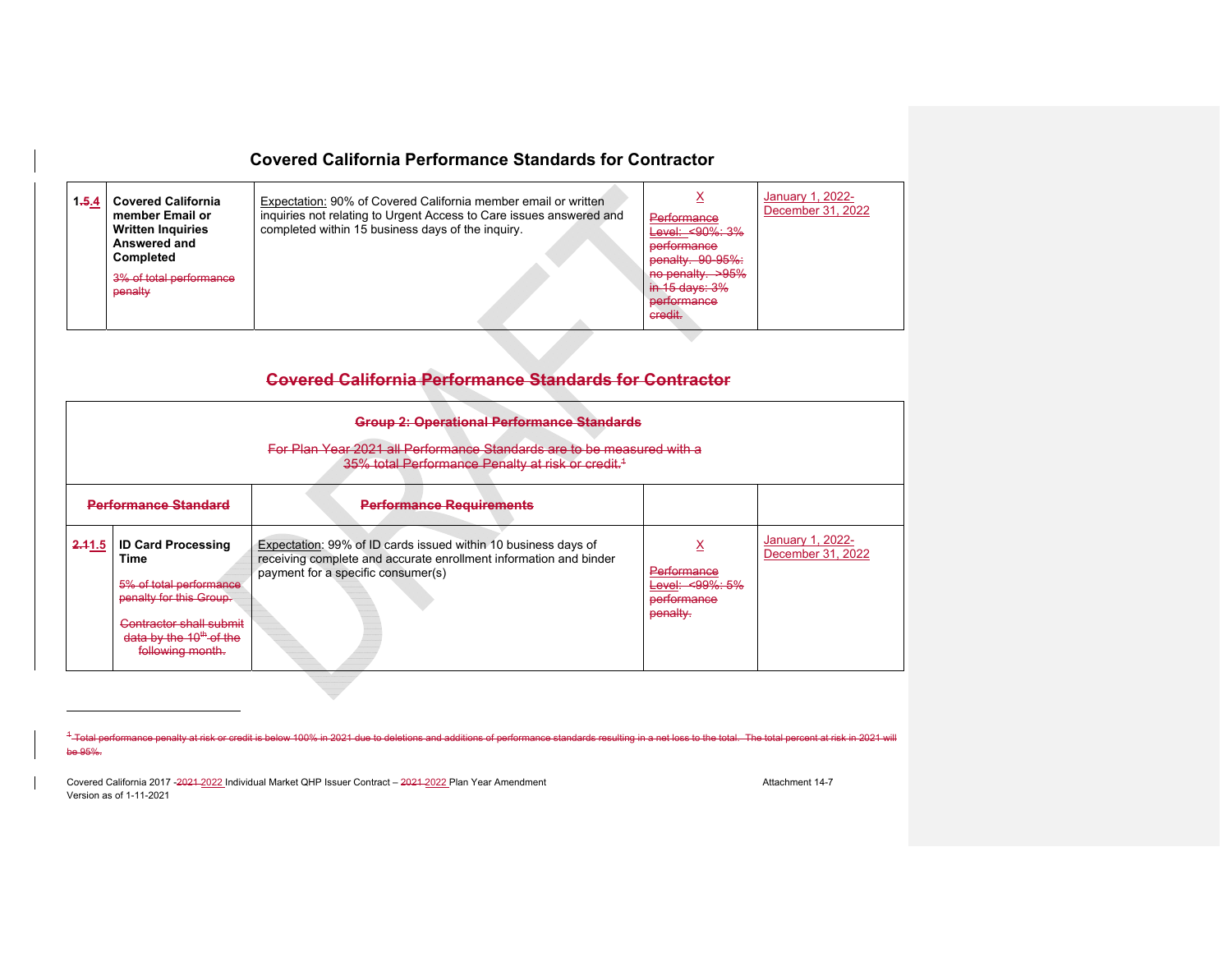## Covered California Performance Standards for Contractor

| | | | | |
|---|---|---|---|---|
| 1.~~5~~4 | **Covered California member Email or Written Inquiries Answered and Completed** ~~3% of total performance penalty~~ | Expectation: 90% of Covered California member email or written inquiries not relating to Urgent Access to Care issues answered and completed within 15 business days of the inquiry. | X ~~Performance Level: <90%: 3% performance penalty. 90-95%: no penalty. >95% in 15 days: 3% performance credit.~~ | January 1, 2022-December 31, 2022 |

## ~~Covered California Performance Standards for Contractor~~

| ~~Group 2: Operational Performance Standards~~ ~~For Plan Year 2021 all Performance Standards are to be measured with a 35% total Performance Penalty at risk or credit.~~[1] | | | | |
|---|---|---|---|---|
| ~~Performance Standard~~ | | ~~Performance Requirements~~ | | |
| ~~2.11~~1.5 | **ID Card Processing Time** ~~5% of total performance penalty for this Group.~~ ~~Contractor shall submit data by the 10th of the following month.~~ | Expectation: 99% of ID cards issued within 10 business days of receiving complete and accurate enrollment information and binder payment for a specific consumer(s) | X ~~Performance Level: <99%: 5% performance penalty.~~ | January 1, 2022-December 31, 2022 |

---

~~[1] Total performance penalty at risk or credit is below 100% in 2021 due to deletions and additions of performance standards resulting in a net loss to the total. The total percent at risk in 2021 will be 95%.~~

Covered California 2017 -~~2021~~ 2022 Individual Market QHP Issuer Contract – ~~2021~~ 2022 Plan Year Amendment
Version as of 1-11-2021

Attachment 14-7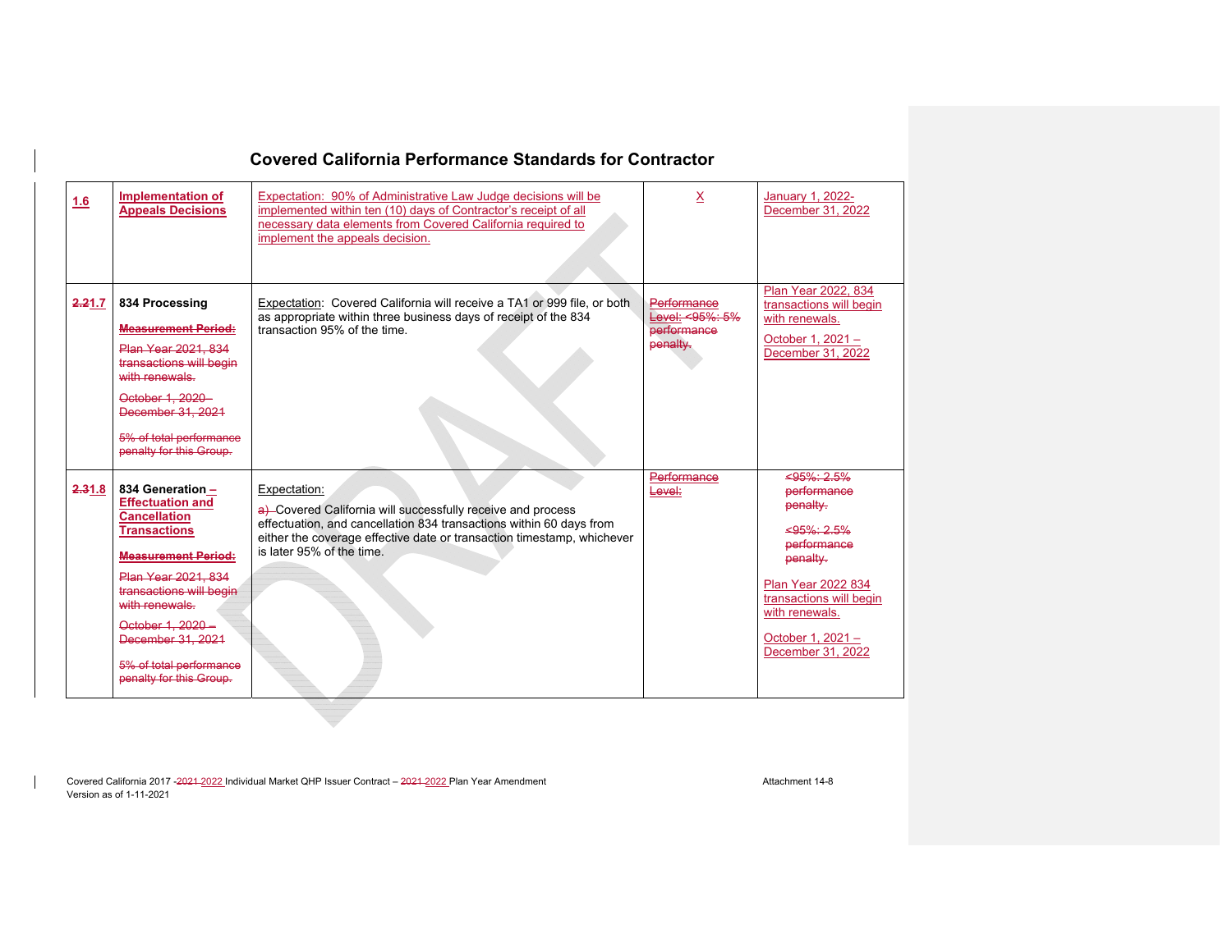## Covered California Performance Standards for Contractor

| | | | | |
|---|---|---|---|---|
| 1.6 | **Implementation of Appeals Decisions** | Expectation: 90% of Administrative Law Judge decisions will be implemented within ten (10) days of Contractor's receipt of all necessary data elements from Covered California required to implement the appeals decision. | X | January 1, 2022- December 31, 2022 |
| 2.21.7 | **834 Processing**<br><br>**Measurement Period:**<br><br>Plan Year 2021, 834 transactions will begin with renewals.<br><br>October 1, 2020 – December 31, 2021<br><br>5% of total performance penalty for this Group. | Expectation: Covered California will receive a TA1 or 999 file, or both as appropriate within three business days of receipt of the 834 transaction 95% of the time. | Performance Level: <95%: 5% performance penalty. | Plan Year 2022, 834 transactions will begin with renewals.<br><br>October 1, 2021 – December 31, 2022 |
| 2.31.8 | **834 Generation – Effectuation and Cancellation Transactions**<br><br>**Measurement Period:**<br><br>Plan Year 2021, 834 transactions will begin with renewals.<br><br>October 1, 2020 – December 31, 2021<br><br>5% of total performance penalty for this Group. | Expectation:<br><br>a) Covered California will successfully receive and process effectuation, and cancellation 834 transactions within 60 days from either the coverage effective date or transaction timestamp, whichever is later 95% of the time. | Performance Level: | <95%: 2.5% performance penalty.<br><br><95%: 2.5% performance penalty.<br><br>Plan Year 2022 834 transactions will begin with renewals.<br><br>October 1, 2021 – December 31, 2022 |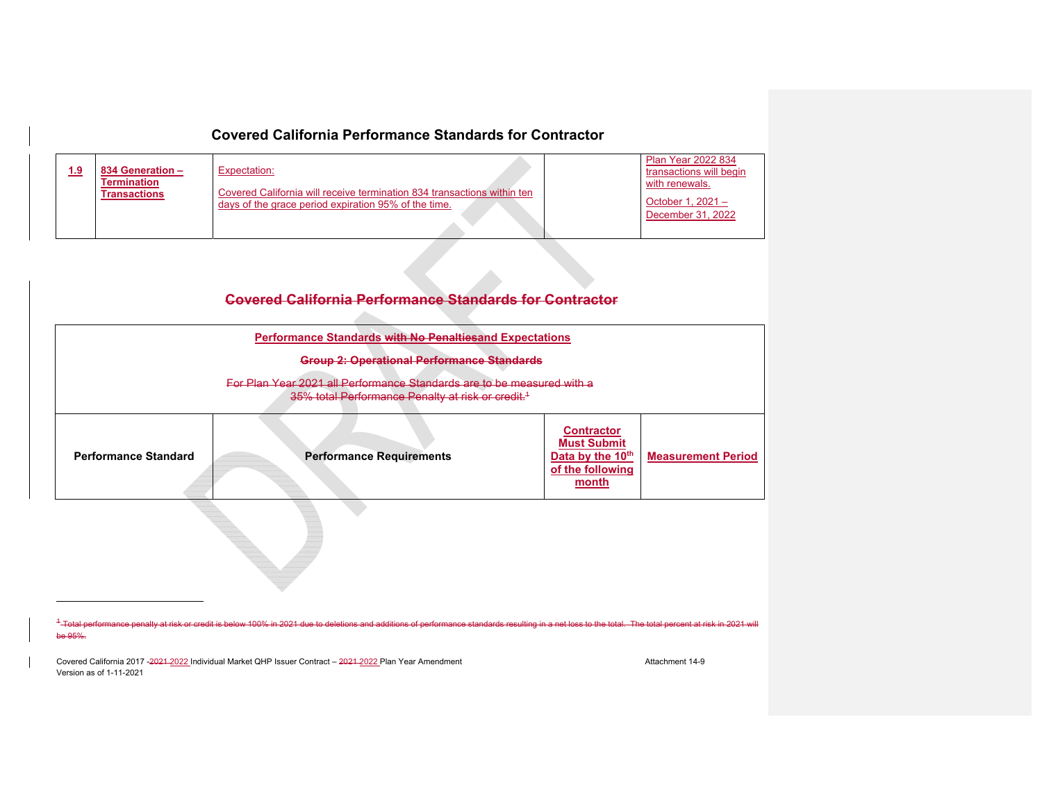## Covered California Performance Standards for Contractor

| | | | | |
|---|---|---|---|---|
| **1.9** | **834 Generation – Termination Transactions** | Expectation:<br><br>Covered California will receive termination 834 transactions within ten days of the grace period expiration 95% of the time. | | Plan Year 2022 834 transactions will begin with renewals.<br><br>October 1, 2021 – December 31, 2022 |

## ~~Covered California Performance Standards for Contractor~~

| Performance Standards ~~with No Penalties~~and Expectations<br><br>~~Group 2: Operational Performance Standards~~<br><br>~~For Plan Year 2021 all Performance Standards are to be measured with a 35% total Performance Penalty at risk or credit.[1]~~ | | | |
|---|---|---|---|
| **Performance Standard** | **Performance Requirements** | **Contractor Must Submit Data by the 10th of the following month** | **Measurement Period** |

~~[1] Total performance penalty at risk or credit is below 100% in 2021 due to deletions and additions of performance standards resulting in a net loss to the total. The total percent at risk in 2021 will be 95%.~~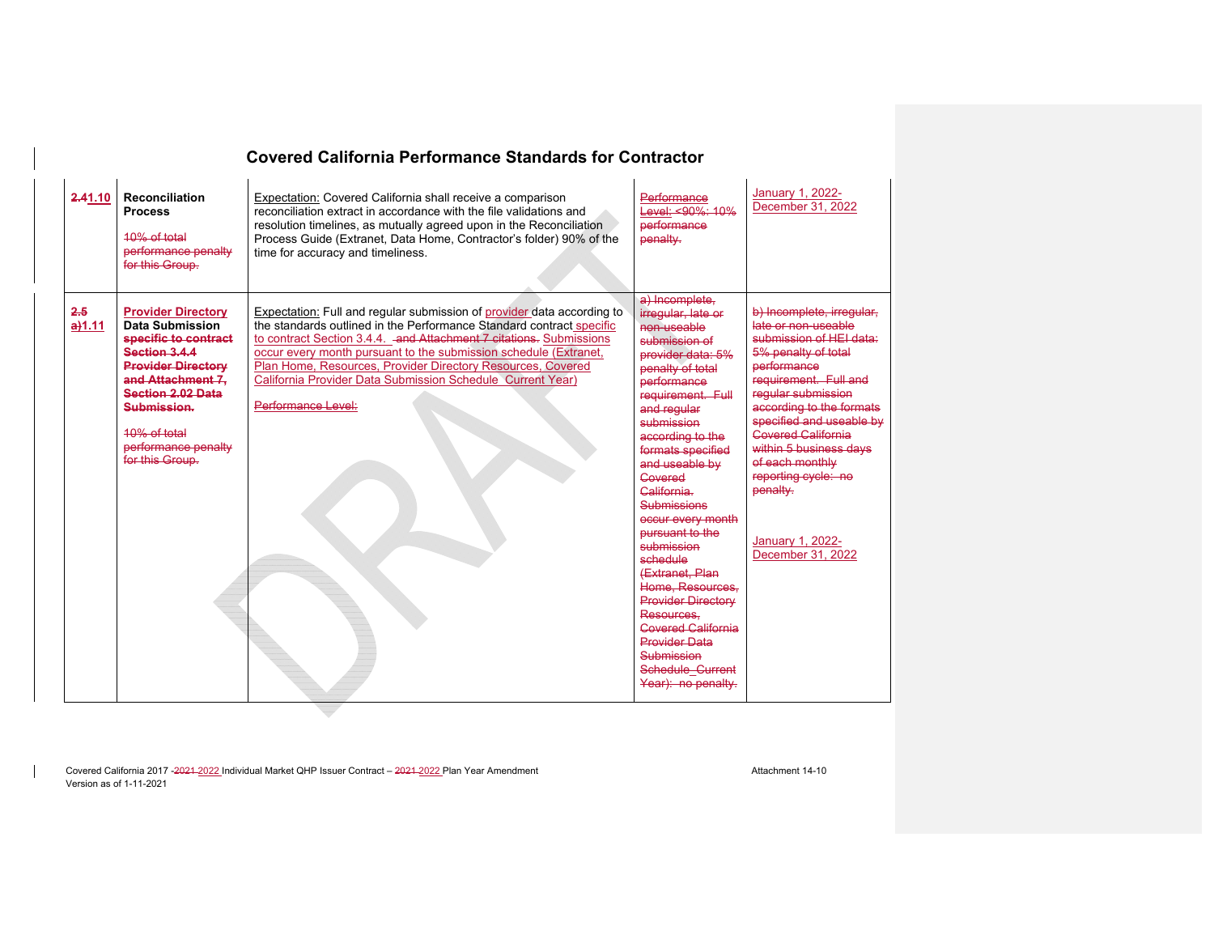## Covered California Performance Standards for Contractor

| | | | | |
|---|---|---|---|---|
| 2.41.10 | **Reconciliation Process** 10% of total performance penalty for this Group. | Expectation: Covered California shall receive a comparison reconciliation extract in accordance with the file validations and resolution timelines, as mutually agreed upon in the Reconciliation Process Guide (Extranet, Data Home, Contractor's folder) 90% of the time for accuracy and timeliness. | Performance Level: <90%: 10% performance penalty. | January 1, 2022-December 31, 2022 |
| 2.5 a)1.11 | **Provider Directory Data Submission specific to contract Section 3.4.4 Provider Directory and Attachment 7, Section 2.02 Data Submission.** 10% of total performance penalty for this Group. | Expectation: Full and regular submission of provider data according to the standards outlined in the Performance Standard contract specific to contract Section 3.4.4. and Attachment 7 citations. Submissions occur every month pursuant to the submission schedule (Extranet, Plan Home, Resources, Provider Directory Resources, Covered California Provider Data Submission Schedule Current Year) Performance Level: | a) Incomplete, irregular, late or non-useable submission of provider data: 5% penalty of total performance requirement. Full and regular submission according to the formats specified and useable by Covered California. Submissions occur every month pursuant to the submission schedule (Extranet, Plan Home, Resources, Provider Directory Resources, Covered California Provider Data Submission Schedule_Current Year): no penalty. | b) Incomplete, irregular, late or non-useable submission of HEI data: 5% penalty of total performance requirement. Full and regular submission according to the formats specified and useable by Covered California within 5 business days of each monthly reporting cycle: no penalty. January 1, 2022-December 31, 2022 |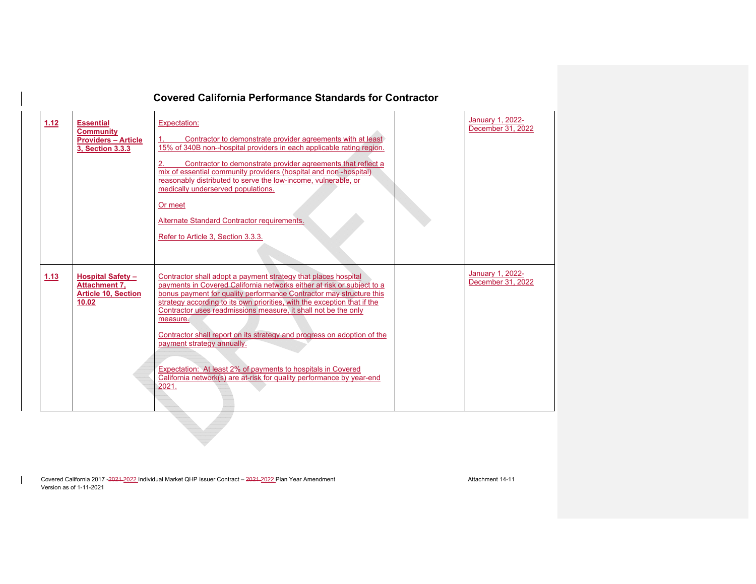## Covered California Performance Standards for Contractor

| | | | | |
|---|---|---|---|---|
| **1.12** | **Essential Community Providers – Article 3, Section 3.3.3** | Expectation:<br><br>1. Contractor to demonstrate provider agreements with at least 15% of 340B non-hospital providers in each applicable rating region.<br><br>2. Contractor to demonstrate provider agreements that reflect a mix of essential community providers (hospital and non-hospital) reasonably distributed to serve the low-income, vulnerable, or medically underserved populations.<br><br>Or meet<br><br>Alternate Standard Contractor requirements.<br><br>Refer to Article 3, Section 3.3.3. | | January 1, 2022-December 31, 2022 |
| **1.13** | **Hospital Safety – Attachment 7, Article 10, Section 10.02** | Contractor shall adopt a payment strategy that places hospital payments in Covered California networks either at risk or subject to a bonus payment for quality performance Contractor may structure this strategy according to its own priorities, with the exception that if the Contractor uses readmissions measure, it shall not be the only measure.<br><br>Contractor shall report on its strategy and progress on adoption of the payment strategy annually.<br><br>Expectation: At least 2% of payments to hospitals in Covered California network(s) are at-risk for quality performance by year-end 2021. | | January 1, 2022-December 31, 2022 |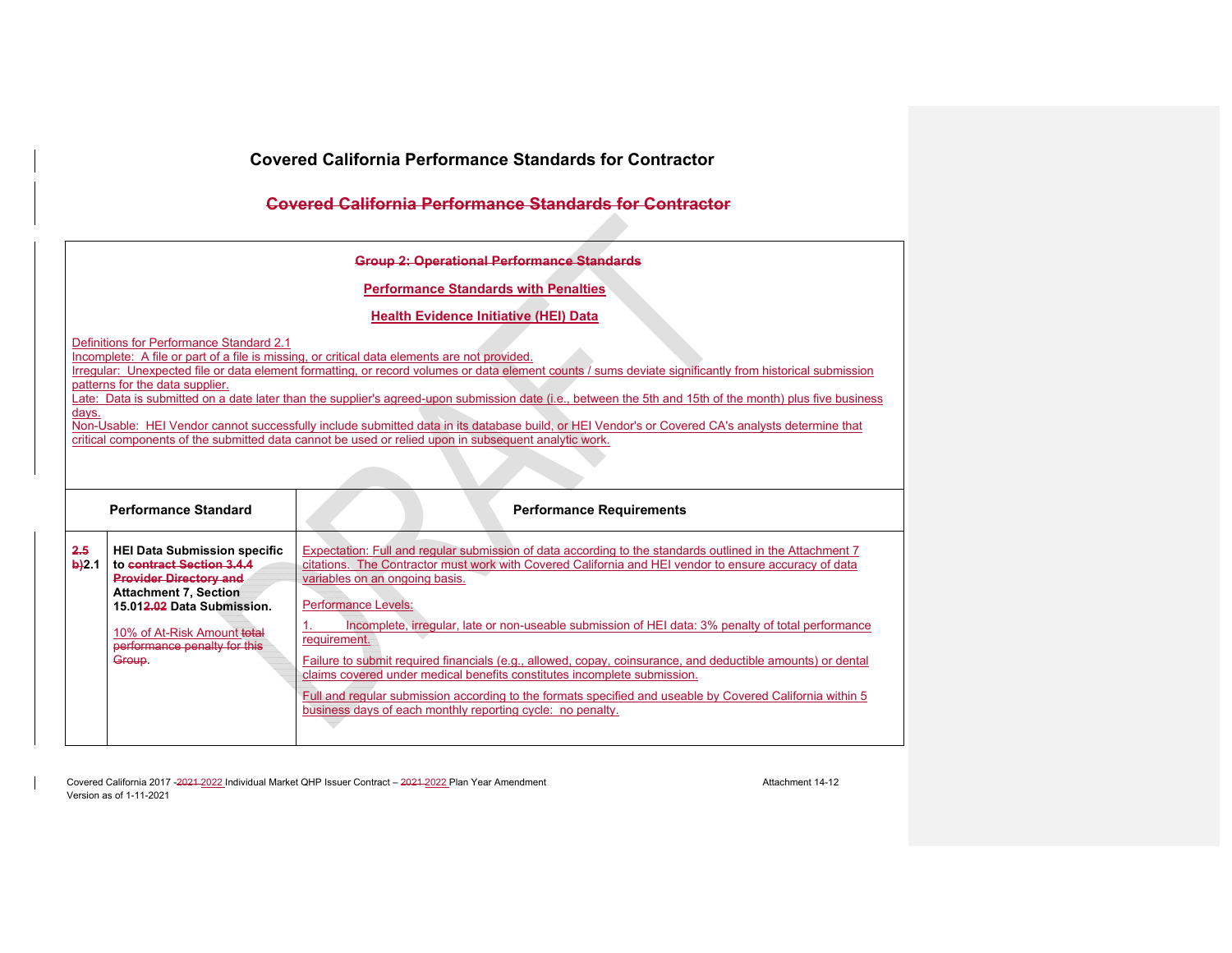# Covered California Performance Standards for Contractor

## Covered California Performance Standards for Contractor

**Group 2: Operational Performance Standards**

**Performance Standards with Penalties**

**Health Evidence Initiative (HEI) Data**

Definitions for Performance Standard 2.1
Incomplete: A file or part of a file is missing, or critical data elements are not provided.
Irregular: Unexpected file or data element formatting, or record volumes or data element counts / sums deviate significantly from historical submission patterns for the data supplier.
Late: Data is submitted on a date later than the supplier's agreed-upon submission date (i.e., between the 5th and 15th of the month) plus five business days.
Non-Usable: HEI Vendor cannot successfully include submitted data in its database build, or HEI Vendor's or Covered CA's analysts determine that critical components of the submitted data cannot be used or relied upon in subsequent analytic work.

| | Performance Standard | Performance Requirements |
|---|---|---|
| 2.5 b)2.1 | **HEI Data Submission specific to contract Section 3.4.4 Provider Directory and Attachment 7, Section 15.012.02 Data Submission.**<br><br>10% of At-Risk Amount total performance penalty for this Group. | Expectation: Full and regular submission of data according to the standards outlined in the Attachment 7 citations. The Contractor must work with Covered California and HEI vendor to ensure accuracy of data variables on an ongoing basis.<br><br>Performance Levels:<br><br>1. Incomplete, irregular, late or non-useable submission of HEI data: 3% penalty of total performance requirement.<br><br>Failure to submit required financials (e.g., allowed, copay, coinsurance, and deductible amounts) or dental claims covered under medical benefits constitutes incomplete submission.<br><br>Full and regular submission according to the formats specified and useable by Covered California within 5 business days of each monthly reporting cycle: no penalty. |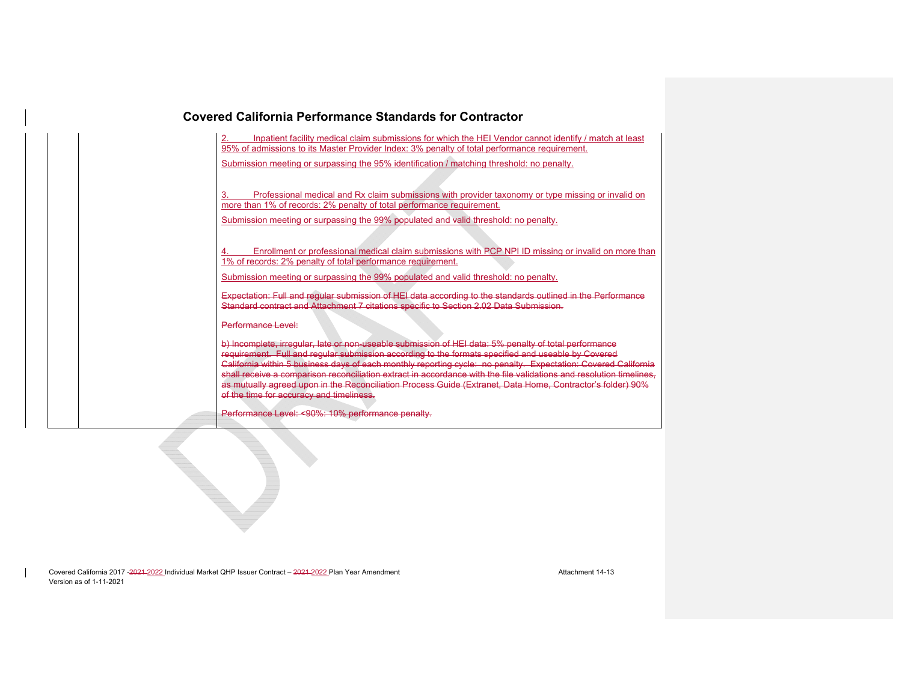## Covered California Performance Standards for Contractor

| | | |
|---|---|---|
| | | 2. Inpatient facility medical claim submissions for which the HEI Vendor cannot identify / match at least 95% of admissions to its Master Provider Index: 3% penalty of total performance requirement.<br><br>Submission meeting or surpassing the 95% identification / matching threshold: no penalty.<br><br>3. Professional medical and Rx claim submissions with provider taxonomy or type missing or invalid on more than 1% of records: 2% penalty of total performance requirement.<br><br>Submission meeting or surpassing the 99% populated and valid threshold: no penalty.<br><br>4. Enrollment or professional medical claim submissions with PCP NPI ID missing or invalid on more than 1% of records: 2% penalty of total performance requirement.<br><br>Submission meeting or surpassing the 99% populated and valid threshold: no penalty.<br><br>~~Expectation: Full and regular submission of HEI data according to the standards outlined in the Performance Standard contract and Attachment 7 citations specific to Section 2.02 Data Submission.~~<br><br>~~Performance Level:~~<br><br>~~b) Incomplete, irregular, late or non-useable submission of HEI data: 5% penalty of total performance requirement. Full and regular submission according to the formats specified and useable by Covered California within 5 business days of each monthly reporting cycle: no penalty. Expectation: Covered California shall receive a comparison reconciliation extract in accordance with the file validations and resolution timelines, as mutually agreed upon in the Reconciliation Process Guide (Extranet, Data Home, Contractor's folder) 90% of the time for accuracy and timeliness.~~<br><br>~~Performance Level: <90%: 10% performance penalty.~~ |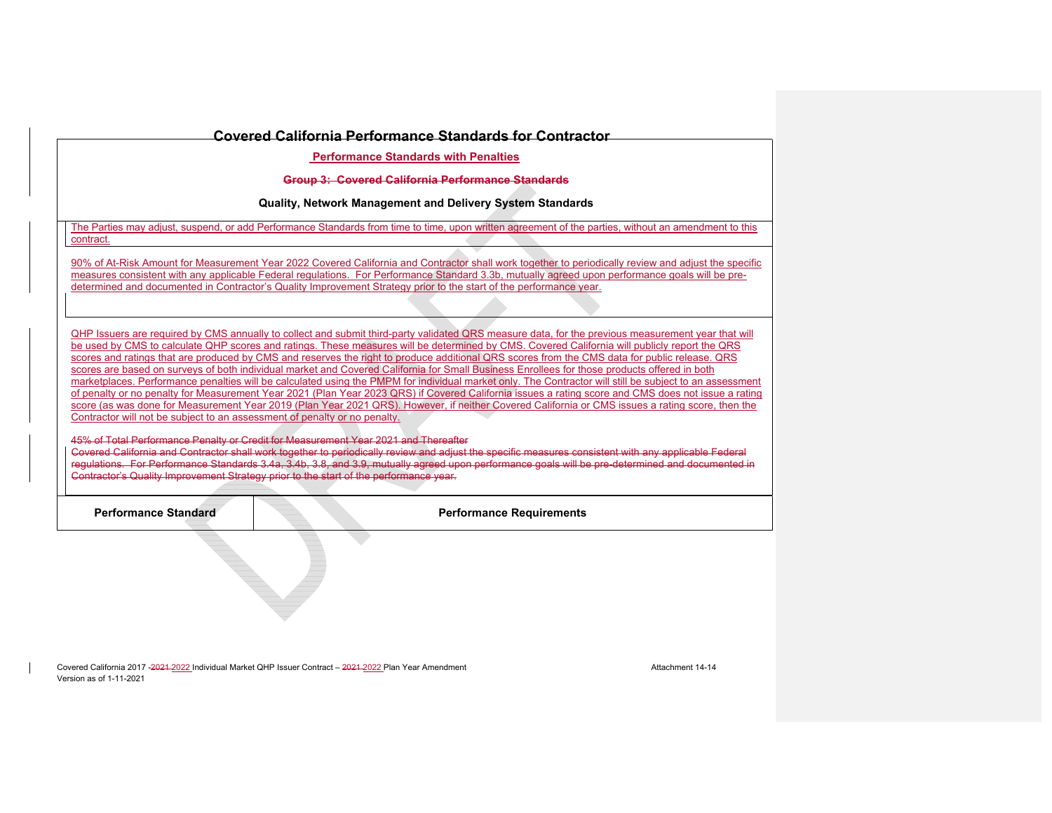# Covered California Performance Standards for Contractor

**Performance Standards with Penalties**

**Group 3: Covered California Performance Standards**

**Quality, Network Management and Delivery System Standards**

The Parties may adjust, suspend, or add Performance Standards from time to time, upon written agreement of the parties, without an amendment to this contract.

90% of At-Risk Amount for Measurement Year 2022 Covered California and Contractor shall work together to periodically review and adjust the specific measures consistent with any applicable Federal regulations. For Performance Standard 3.3b, mutually agreed upon performance goals will be pre-determined and documented in Contractor's Quality Improvement Strategy prior to the start of the performance year.

QHP Issuers are required by CMS annually to collect and submit third-party validated QRS measure data, for the previous measurement year that will be used by CMS to calculate QHP scores and ratings. These measures will be determined by CMS. Covered California will publicly report the QRS scores and ratings that are produced by CMS and reserves the right to produce additional QRS scores from the CMS data for public release. QRS scores are based on surveys of both individual market and Covered California for Small Business Enrollees for those products offered in both marketplaces. Performance penalties will be calculated using the PMPM for individual market only. The Contractor will still be subject to an assessment of penalty or no penalty for Measurement Year 2021 (Plan Year 2023 QRS) if Covered California issues a rating score and CMS does not issue a rating score (as was done for Measurement Year 2019 (Plan Year 2021 QRS). However, if neither Covered California or CMS issues a rating score, then the Contractor will not be subject to an assessment of penalty or no penalty.

45% of Total Performance Penalty or Credit for Measurement Year 2021 and Thereafter
Covered California and Contractor shall work together to periodically review and adjust the specific measures consistent with any applicable Federal regulations. For Performance Standards 3.4a, 3.4b, 3.8, and 3.9, mutually agreed upon performance goals will be pre-determined and documented in Contractor's Quality Improvement Strategy prior to the start of the performance year.

| Performance Standard | Performance Requirements |
|---|---|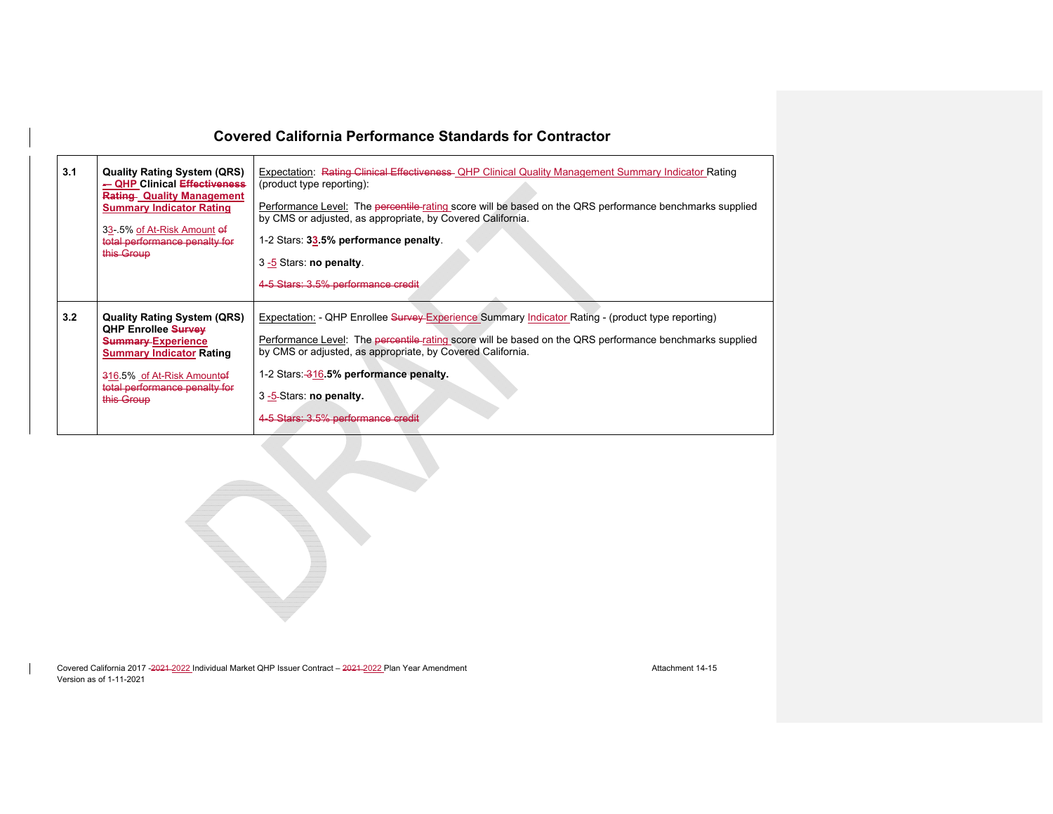## Covered California Performance Standards for Contractor

| | | |
|---|---|---|
| 3.1 | **Quality Rating System (QRS) – QHP Clinical ~~Effectiveness Rating~~ Quality Management Summary Indicator Rating**<br><br>33-.5% of At-Risk Amount ~~of total performance penalty for this Group~~ | Expectation: ~~Rating Clinical Effectiveness~~ QHP Clinical Quality Management Summary Indicator Rating (product type reporting):<br><br>Performance Level: The ~~percentile~~ rating score will be based on the QRS performance benchmarks supplied by CMS or adjusted, as appropriate, by Covered California.<br><br>1-2 Stars: **33.5% performance penalty**.<br><br>3 -5 Stars: **no penalty**.<br><br>~~4-5 Stars: 3.5% performance credit~~ |
| 3.2 | **Quality Rating System (QRS) QHP Enrollee ~~Survey Summary~~ Experience Summary Indicator Rating**<br><br>316.5% of At-Risk Amount~~of total performance penalty for this Group~~ | Expectation: - QHP Enrollee ~~Survey~~ Experience Summary Indicator Rating - (product type reporting)<br><br>Performance Level: The ~~percentile~~ rating score will be based on the QRS performance benchmarks supplied by CMS or adjusted, as appropriate, by Covered California.<br><br>1-2 Stars: 316**.5% performance penalty.**<br><br>3 -5 Stars: **no penalty.**<br><br>~~4-5 Stars: 3.5% performance credit~~ |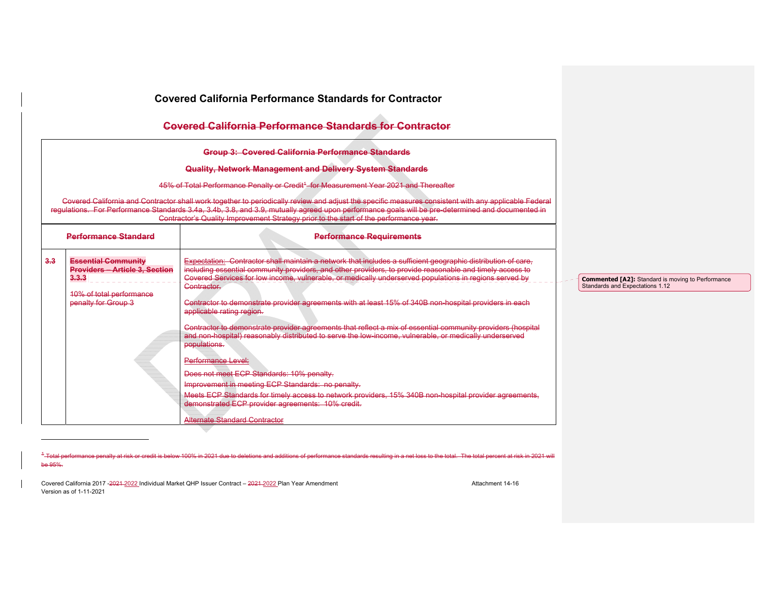# Covered California Performance Standards for Contractor

## Covered California Performance Standards for Contractor

| Group 3: Covered California Performance Standards<br><br>Quality, Network Management and Delivery System Standards<br><br>45% of Total Performance Penalty or Credit[1] for Measurement Year 2021 and Thereafter<br><br>Covered California and Contractor shall work together to periodically review and adjust the specific measures consistent with any applicable Federal regulations. For Performance Standards 3.4a, 3.4b, 3.8, and 3.9, mutually agreed upon performance goals will be pre-determined and documented in Contractor's Quality Improvement Strategy prior to the start of the performance year. | | |
|---|---|---|
| **Performance Standard** | | **Performance Requirements** |
| 3.3 | **Essential Community Providers – Article 3, Section 3.3.3**<br><br>10% of total performance penalty for Group 3 | Expectation: Contractor shall maintain a network that includes a sufficient geographic distribution of care, including essential community providers, and other providers, to provide reasonable and timely access to Covered Services for low income, vulnerable, or medically underserved populations in regions served by Contractor.<br><br>Contractor to demonstrate provider agreements with at least 15% of 340B non-hospital providers in each applicable rating region.<br><br>Contractor to demonstrate provider agreements that reflect a mix of essential community providers (hospital and non-hospital) reasonably distributed to serve the low-income, vulnerable, or medically underserved populations.<br><br>Performance Level:<br><br>Does not meet ECP Standards: 10% penalty.<br><br>Improvement in meeting ECP Standards: no penalty.<br><br>Meets ECP Standards for timely access to network providers, 15% 340B non-hospital provider agreements, demonstrated ECP provider agreements: 10% credit.<br><br>Alternate Standard Contractor |

Commented [A2]: Standard is moving to Performance Standards and Expectations 1.12

[1] Total performance penalty at risk or credit is below 100% in 2021 due to deletions and additions of performance standards resulting in a net loss to the total. The total percent at risk in 2021 will be 95%.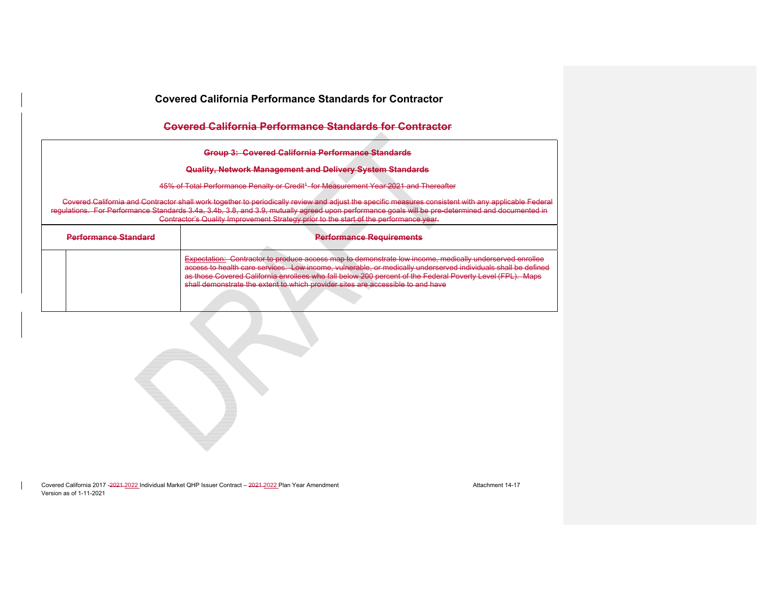# Covered California Performance Standards for Contractor

~~Covered California Performance Standards for Contractor~~

| ~~Group 3: Covered California Performance Standards~~<br><br>~~Quality, Network Management and Delivery System Standards~~<br><br>~~45% of Total Performance Penalty or Credit[1] for Measurement Year 2021 and Thereafter~~<br><br>~~Covered California and Contractor shall work together to periodically review and adjust the specific measures consistent with any applicable Federal regulations. For Performance Standards 3.4a, 3.4b, 3.8, and 3.9, mutually agreed upon performance goals will be pre-determined and documented in Contractor's Quality Improvement Strategy prior to the start of the performance year.~~ | | |
|---|---|---|
| ~~Performance Standard~~ | | ~~Performance Requirements~~ |
| | | ~~Expectation: Contractor to produce access map to demonstrate low income, medically underserved enrollee access to health care services. Low income, vulnerable, or medically underserved individuals shall be defined as those Covered California enrollees who fall below 200 percent of the Federal Poverty Level (FPL). Maps shall demonstrate the extent to which provider sites are accessible to and have~~ |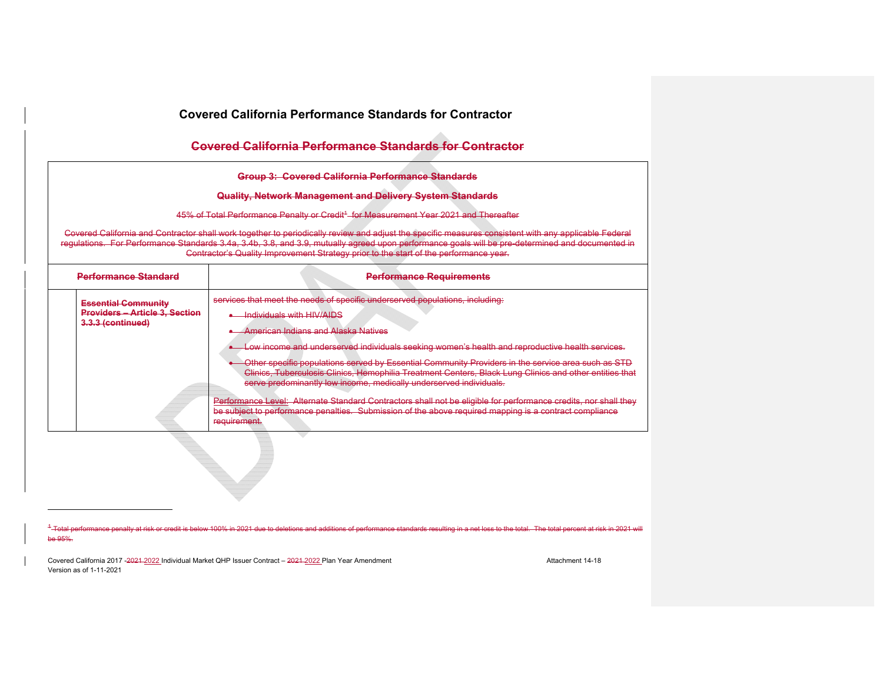# Covered California Performance Standards for Contractor

## Covered California Performance Standards for Contractor

| Group 3: Covered California Performance Standards<br><br>Quality, Network Management and Delivery System Standards<br><br>45% of Total Performance Penalty or Credit[1] for Measurement Year 2021 and Thereafter<br><br>Covered California and Contractor shall work together to periodically review and adjust the specific measures consistent with any applicable Federal regulations. For Performance Standards 3.4a, 3.4b, 3.8, and 3.9, mutually agreed upon performance goals will be pre-determined and documented in Contractor's Quality Improvement Strategy prior to the start of the performance year. | | |
|---|---|---|
| **Performance Standard** | | **Performance Requirements** |
| | **Essential Community Providers – Article 3, Section 3.3.3 (continued)** | services that meet the needs of specific underserved populations, including:<br>• Individuals with HIV/AIDS<br>• American Indians and Alaska Natives<br>• Low income and underserved individuals seeking women's health and reproductive health services.<br>• Other specific populations served by Essential Community Providers in the service area such as STD Clinics, Tuberculosis Clinics, Hemophilia Treatment Centers, Black Lung Clinics and other entities that serve predominantly low income, medically underserved individuals.<br><br>Performance Level: Alternate Standard Contractors shall not be eligible for performance credits, nor shall they be subject to performance penalties. Submission of the above required mapping is a contract compliance requirement. |

[1] Total performance penalty at risk or credit is below 100% in 2021 due to deletions and additions of performance standards resulting in a net loss to the total. The total percent at risk in 2021 will be 95%.

Covered California 2017 -2021 2022 Individual Market QHP Issuer Contract – 2021 2022 Plan Year Amendment Attachment 14-18
Version as of 1-11-2021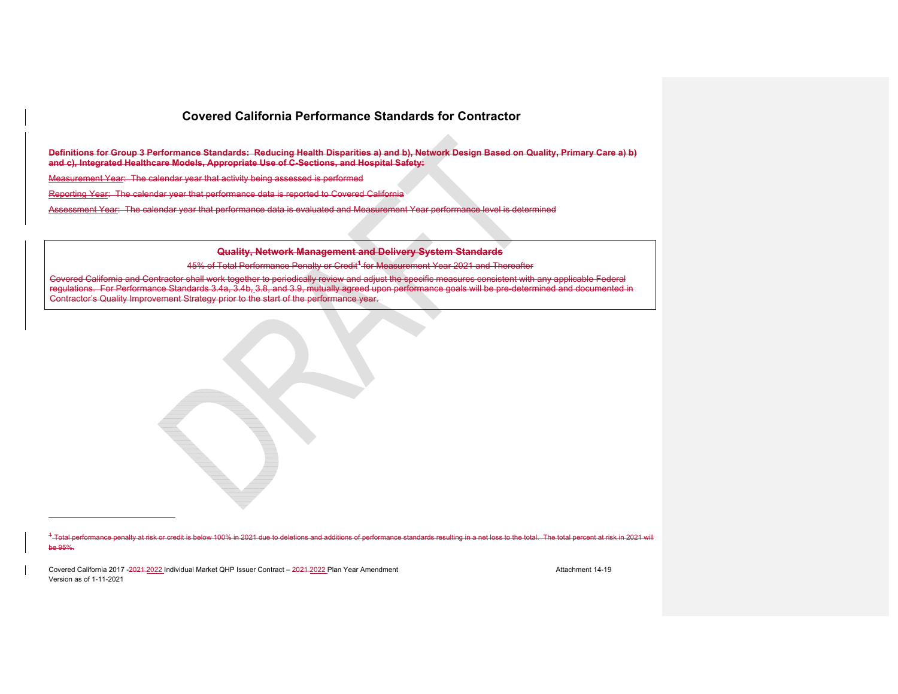# Covered California Performance Standards for Contractor

**Definitions for Group 3 Performance Standards: Reducing Health Disparities a) and b), Network Design Based on Quality, Primary Care a) b) and c), Integrated Healthcare Models, Appropriate Use of C-Sections, and Hospital Safety:**

Measurement Year: The calendar year that activity being assessed is performed

Reporting Year: The calendar year that performance data is reported to Covered California

Assessment Year: The calendar year that performance data is evaluated and Measurement Year performance level is determined

| **Quality, Network Management and Delivery System Standards** |
|---|
| 45% of Total Performance Penalty or Credit[1] for Measurement Year 2021 and Thereafter |
| Covered California and Contractor shall work together to periodically review and adjust the specific measures consistent with any applicable Federal regulations. For Performance Standards 3.4a, 3.4b, 3.8, and 3.9, mutually agreed upon performance goals will be pre-determined and documented in Contractor's Quality Improvement Strategy prior to the start of the performance year. |

[1] Total performance penalty at risk or credit is below 100% in 2021 due to deletions and additions of performance standards resulting in a net loss to the total. The total percent at risk in 2021 will be 95%.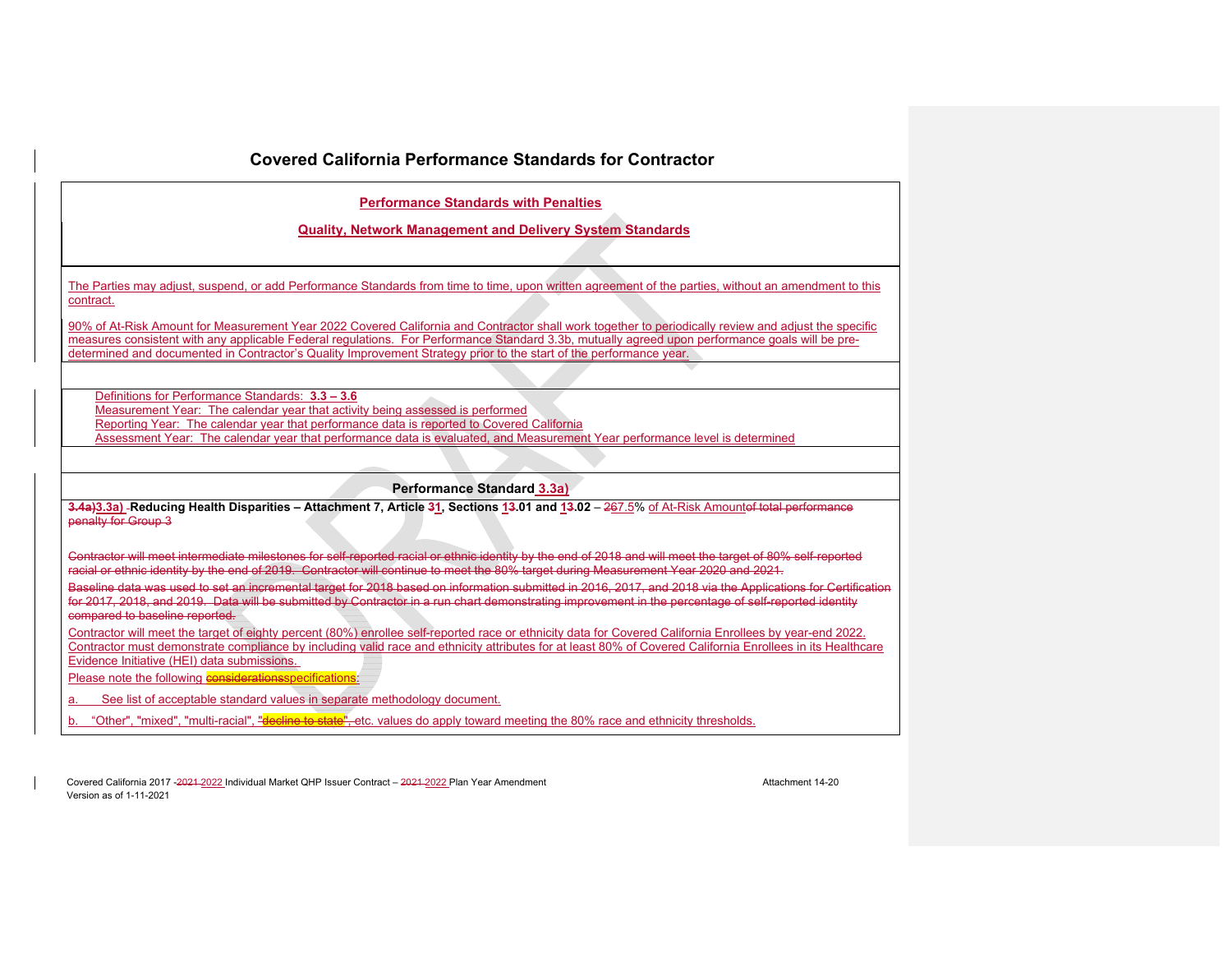# Covered California Performance Standards for Contractor

**Performance Standards with Penalties**

**Quality, Network Management and Delivery System Standards**

The Parties may adjust, suspend, or add Performance Standards from time to time, upon written agreement of the parties, without an amendment to this contract.

90% of At-Risk Amount for Measurement Year 2022 Covered California and Contractor shall work together to periodically review and adjust the specific measures consistent with any applicable Federal regulations. For Performance Standard 3.3b, mutually agreed upon performance goals will be pre-determined and documented in Contractor's Quality Improvement Strategy prior to the start of the performance year.

Definitions for Performance Standards: **3.3 – 3.6**
Measurement Year: The calendar year that activity being assessed is performed
Reporting Year: The calendar year that performance data is reported to Covered California
Assessment Year: The calendar year that performance data is evaluated, and Measurement Year performance level is determined

**Performance Standard 3.3a)**

~~**3.4a)**~~**3.3a) Reducing Health Disparities – Attachment 7, Article ~~3~~1, Sections ~~1~~3.01 and ~~1~~3.02** – ~~26~~7.5% of At-Risk Amount~~of total performance penalty for Group 3~~

~~Contractor will meet intermediate milestones for self-reported racial or ethnic identity by the end of 2018 and will meet the target of 80% self-reported racial or ethnic identity by the end of 2019. Contractor will continue to meet the 80% target during Measurement Year 2020 and 2021.~~

~~Baseline data was used to set an incremental target for 2018 based on information submitted in 2016, 2017, and 2018 via the Applications for Certification for 2017, 2018, and 2019. Data will be submitted by Contractor in a run chart demonstrating improvement in the percentage of self-reported identity compared to baseline reported.~~

Contractor will meet the target of eighty percent (80%) enrollee self-reported race or ethnicity data for Covered California Enrollees by year-end 2022. Contractor must demonstrate compliance by including valid race and ethnicity attributes for at least 80% of Covered California Enrollees in its Healthcare Evidence Initiative (HEI) data submissions.

Please note the following ~~considerations~~specifications:

a. See list of acceptable standard values in separate methodology document.

b. "Other", "mixed", "multi-racial", ~~"decline to state"~~, etc. values do apply toward meeting the 80% race and ethnicity thresholds.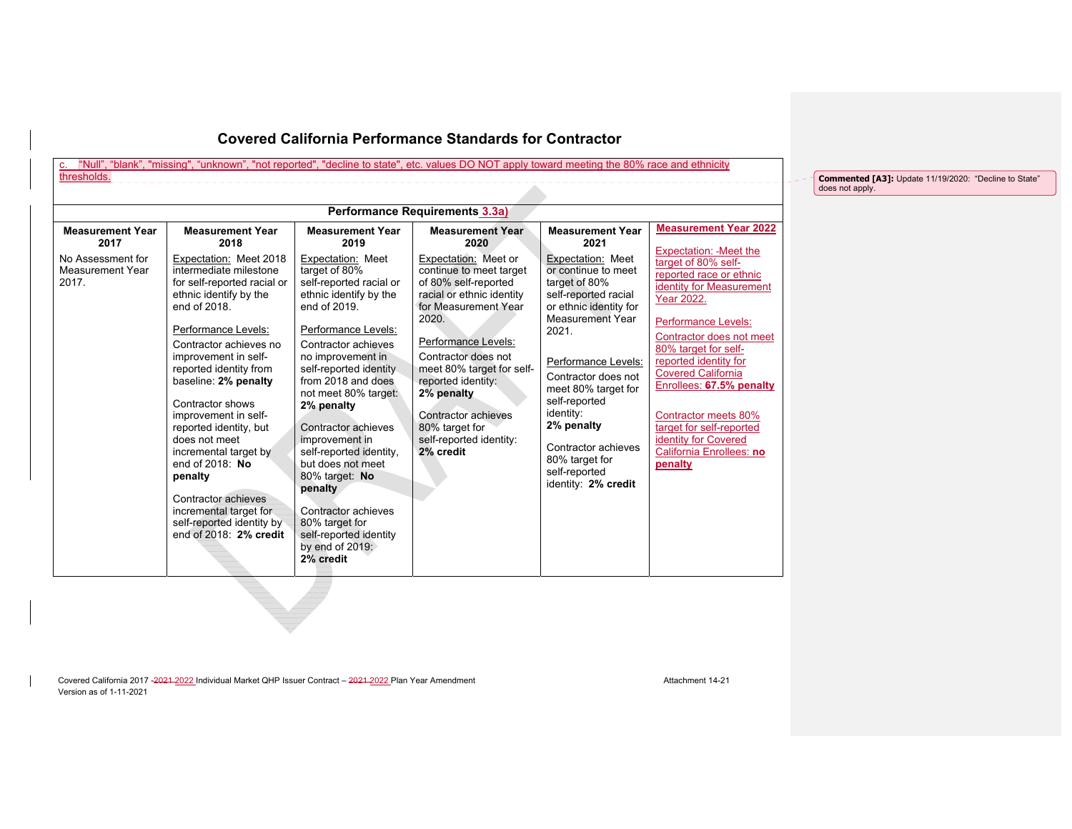# Covered California Performance Standards for Contractor

c. "Null", "blank", "missing", "unknown", "not reported", "decline to state", etc. values DO NOT apply toward meeting the 80% race and ethnicity thresholds.

Commented [A3]: Update 11/19/2020: "Decline to State" does not apply.

| Performance Requirements 3.3a) | | | | | |
|---|---|---|---|---|---|
| **Measurement Year 2017** | **Measurement Year 2018** | **Measurement Year 2019** | **Measurement Year 2020** | **Measurement Year 2021** | **Measurement Year 2022** |
| No Assessment for Measurement Year 2017. | Expectation: Meet 2018 intermediate milestone for self-reported racial or ethnic identify by the end of 2018.<br><br>Performance Levels:<br>Contractor achieves no improvement in self-reported identity from baseline: **2% penalty**<br><br>Contractor shows improvement in self-reported identity, but does not meet incremental target by end of 2018: **No penalty**<br><br>Contractor achieves incremental target for self-reported identity by end of 2018: **2% credit** | Expectation: Meet target of 80% self-reported racial or ethnic identify by the end of 2019.<br><br>Performance Levels:<br>Contractor achieves no improvement in self-reported identity from 2018 and does not meet 80% target: **2% penalty**<br><br>Contractor achieves improvement in self-reported identity, but does not meet 80% target: **No penalty**<br><br>Contractor achieves 80% target for self-reported identity by end of 2019: **2% credit** | Expectation: Meet or continue to meet target of 80% self-reported racial or ethnic identity for Measurement Year 2020.<br><br>Performance Levels:<br>Contractor does not meet 80% target for self-reported identity: **2% penalty**<br><br>Contractor achieves 80% target for self-reported identity: **2% credit** | Expectation: Meet or continue to meet target of 80% self-reported racial or ethnic identity for Measurement Year 2021.<br><br>Performance Levels:<br>Contractor does not meet 80% target for self-reported identity: **2% penalty**<br><br>Contractor achieves 80% target for self-reported identity: **2% credit** | Expectation: -Meet the target of 80% self-reported race or ethnic identity for Measurement Year 2022.<br><br>Performance Levels:<br>Contractor does not meet 80% target for self-reported identity for Covered California Enrollees: **67.5% penalty**<br><br>Contractor meets 80% target for self-reported identity for Covered California Enrollees: **no penalty** |

Covered California 2017 -2021 2022 Individual Market QHP Issuer Contract – 2021 2022 Plan Year Amendment
Version as of 1-11-2021
Attachment 14-21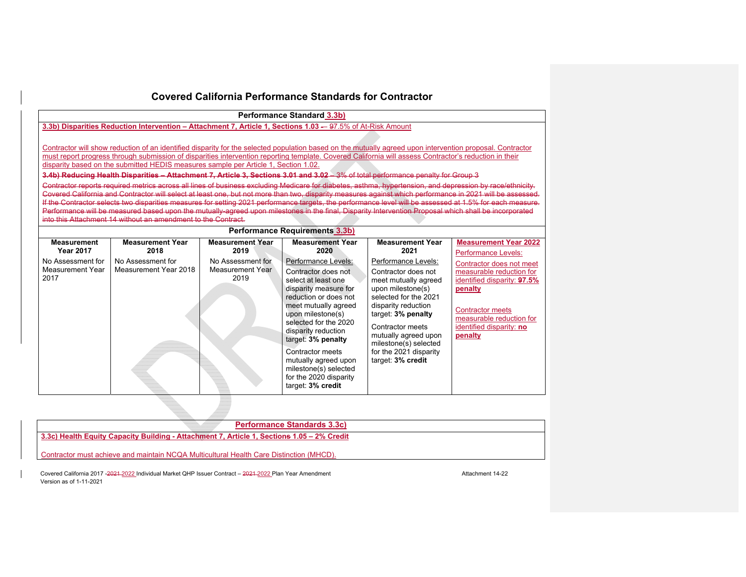# Covered California Performance Standards for Contractor

| Performance Standard 3.3b) |
|---|
| **3.3b) Disparities Reduction Intervention – Attachment 7, Article 1, Sections 1.03 – 97.5% of At-Risk Amount** |
| Contractor will show reduction of an identified disparity for the selected population based on the mutually agreed upon intervention proposal. Contractor must report progress through submission of disparities intervention reporting template. Covered California will assess Contractor's reduction in their disparity based on the submitted HEDIS measures sample per Article 1, Section 1.02. |
| ~~**3.4b) Reducing Health Disparities – Attachment 7, Article 3, Sections 3.01 and 3.02 – 3% of total performance penalty for Group 3**~~ |
| ~~Contractor reports required metrics across all lines of business excluding Medicare for diabetes, asthma, hypertension, and depression by race/ethnicity. Covered California and Contractor will select at least one, but not more than two, disparity measures against which performance in 2021 will be assessed. If the Contractor selects two disparities measures for setting 2021 performance targets, the performance level will be assessed at 1.5% for each measure. Performance will be measured based upon the mutually-agreed upon milestones in the final, Disparity Intervention Proposal which shall be incorporated into this Attachment 14 without an amendment to the Contract.~~ |

**Performance Requirements 3.3b)**

| Measurement Year 2017 | Measurement Year 2018 | Measurement Year 2019 | Measurement Year 2020 | Measurement Year 2021 | Measurement Year 2022 |
|---|---|---|---|---|---|
| No Assessment for Measurement Year 2017 | No Assessment for Measurement Year 2018 | No Assessment for Measurement Year 2019 | Performance Levels:<br>Contractor does not select at least one disparity measure for reduction or does not meet mutually agreed upon milestone(s) selected for the 2020 disparity reduction target: **3% penalty**<br>Contractor meets mutually agreed upon milestone(s) selected for the 2020 disparity target: **3% credit** | Performance Levels:<br>Contractor does not meet mutually agreed upon milestone(s) selected for the 2021 disparity reduction target: **3% penalty**<br>Contractor meets mutually agreed upon milestone(s) selected for the 2021 disparity target: **3% credit** | Performance Levels:<br>Contractor does not meet measurable reduction for identified disparity: **97.5% penalty**<br>Contractor meets measurable reduction for identified disparity: **no penalty** |

| Performance Standards 3.3c) |
|---|
| **3.3c) Health Equity Capacity Building - Attachment 7, Article 1, Sections 1.05 – 2% Credit** |
| Contractor must achieve and maintain NCQA Multicultural Health Care Distinction (MHCD). |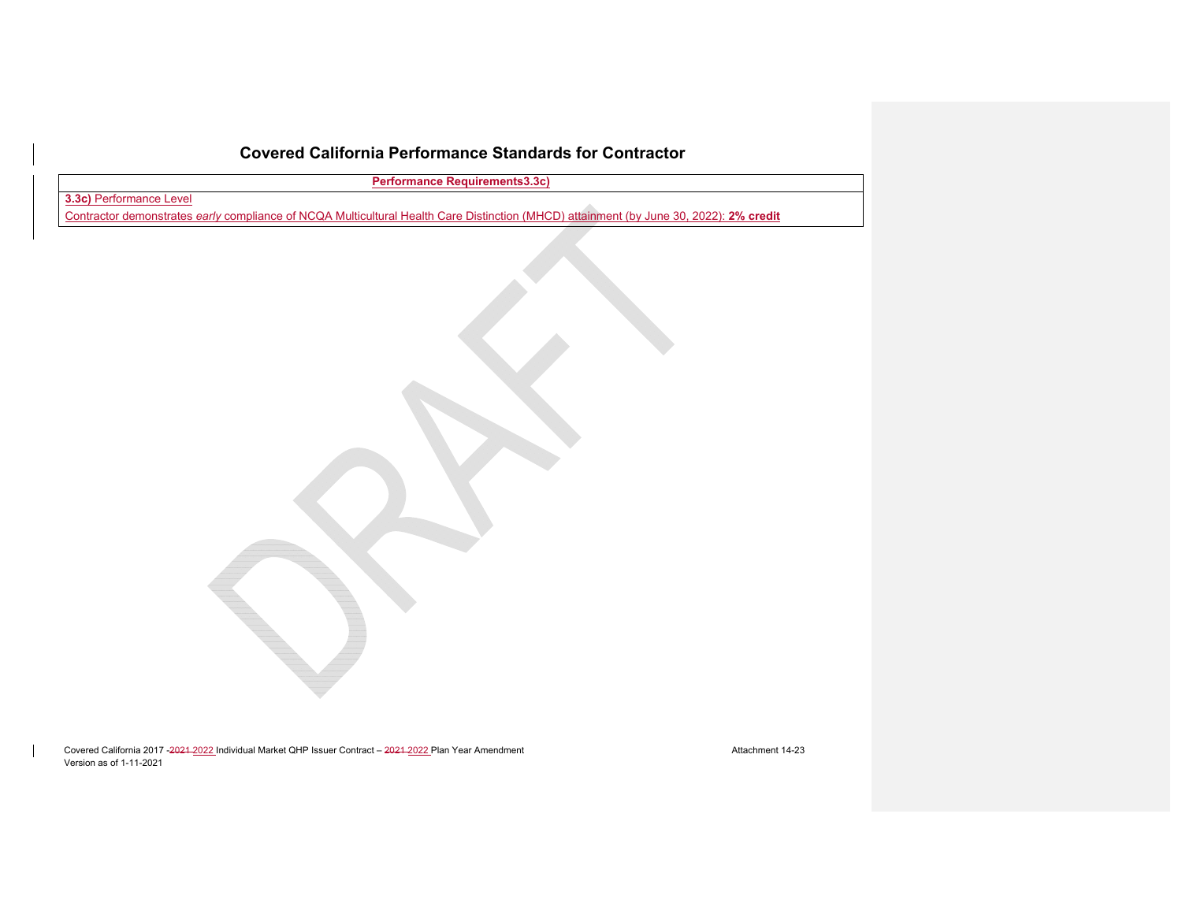# Covered California Performance Standards for Contractor

| Performance Requirements3.3c) |
| --- |
| **3.3c)** Performance Level<br>Contractor demonstrates *early* compliance of NCQA Multicultural Health Care Distinction (MHCD) attainment (by June 30, 2022): **2% credit** |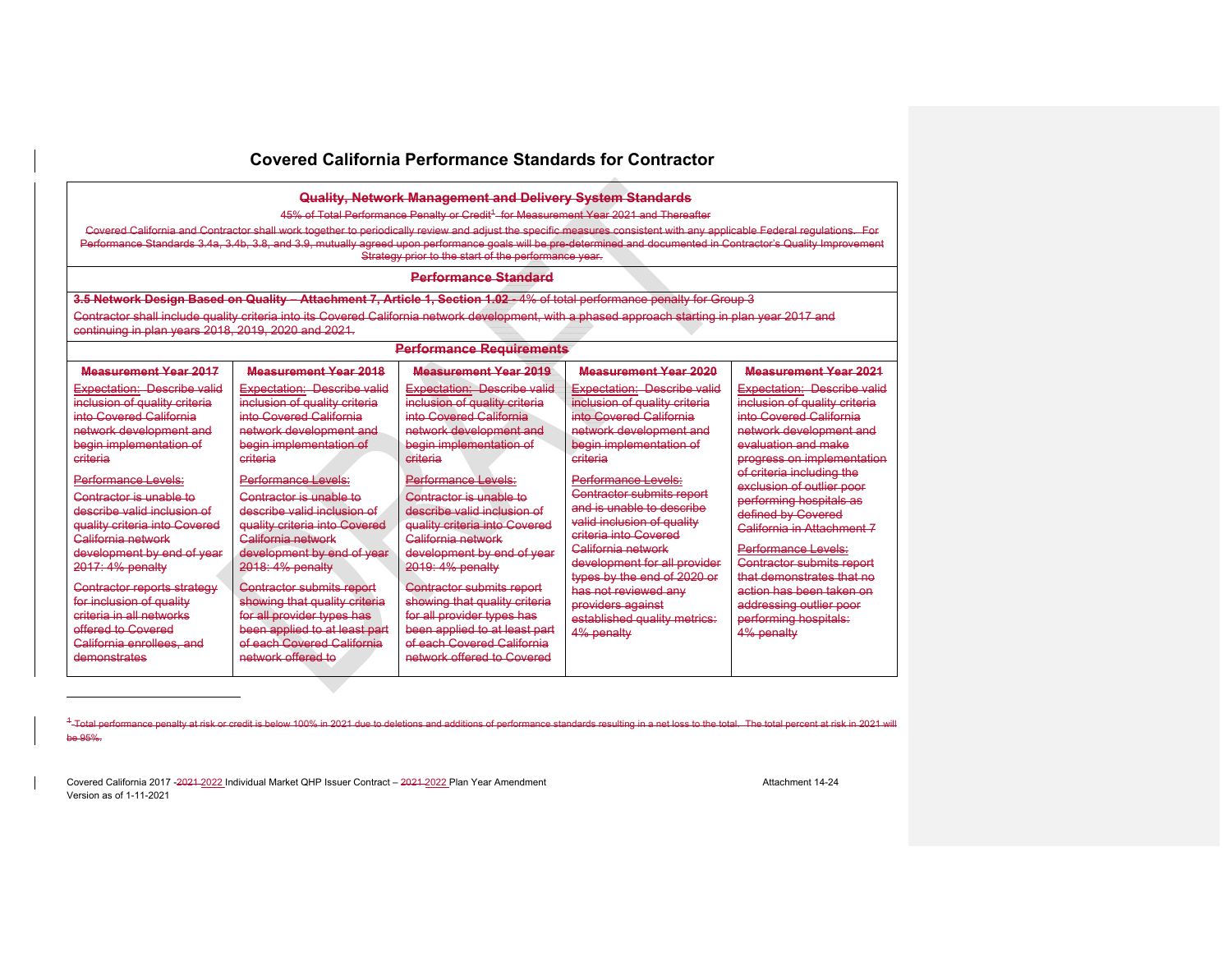# Covered California Performance Standards for Contractor

| Quality, Network Management and Delivery System Standards | | | | |
|---|---|---|---|---|
| 45% of Total Performance Penalty or Credit[1] for Measurement Year 2021 and Thereafter | | | | |
| Covered California and Contractor shall work together to periodically review and adjust the specific measures consistent with any applicable Federal regulations. For Performance Standards 3.4a, 3.4b, 3.8, and 3.9, mutually agreed upon performance goals will be pre-determined and documented in Contractor's Quality Improvement Strategy prior to the start of the performance year. | | | | |
| **Performance Standard** | | | | |
| **3.5 Network Design Based on Quality – Attachment 7, Article 1, Section 1.02** - 4% of total performance penalty for Group 3<br><br>Contractor shall include quality criteria into its Covered California network development, with a phased approach starting in plan year 2017 and continuing in plan years 2018, 2019, 2020 and 2021. | | | | |
| **Performance Requirements** | | | | |
| **Measurement Year 2017** | **Measurement Year 2018** | **Measurement Year 2019** | **Measurement Year 2020** | **Measurement Year 2021** |
| Expectation: Describe valid inclusion of quality criteria into Covered California network development and begin implementation of criteria<br><br>Performance Levels:<br><br>Contractor is unable to describe valid inclusion of quality criteria into Covered California network development by end of year 2017: 4% penalty<br><br>Contractor reports strategy for inclusion of quality criteria in all networks offered to Covered California enrollees, and demonstrates | Expectation: Describe valid inclusion of quality criteria into Covered California network development and begin implementation of criteria<br><br>Performance Levels:<br><br>Contractor is unable to describe valid inclusion of quality criteria into Covered California network development by end of year 2018: 4% penalty<br><br>Contractor submits report showing that quality criteria for all provider types has been applied to at least part of each Covered California network offered to | Expectation: Describe valid inclusion of quality criteria into Covered California network development and begin implementation of criteria<br><br>Performance Levels:<br><br>Contractor is unable to describe valid inclusion of quality criteria into Covered California network development by end of year 2019: 4% penalty<br><br>Contractor submits report showing that quality criteria for all provider types has been applied to at least part of each Covered California network offered to Covered | Expectation: Describe valid inclusion of quality criteria into Covered California network development and begin implementation of criteria<br><br>Performance Levels:<br>Contractor submits report and is unable to describe valid inclusion of quality criteria into Covered California network development for all provider types by the end of 2020 or has not reviewed any providers against established quality metrics: 4% penalty | Expectation: Describe valid inclusion of quality criteria into Covered California network development and evaluation and make progress on implementation of criteria including the exclusion of outlier poor performing hospitals as defined by Covered California in Attachment 7<br><br>Performance Levels:<br>Contractor submits report that demonstrates that no action has been taken on addressing outlier poor performing hospitals: 4% penalty |

[1] Total performance penalty at risk or credit is below 100% in 2021 due to deletions and additions of performance standards resulting in a net loss to the total. The total percent at risk in 2021 will be 95%.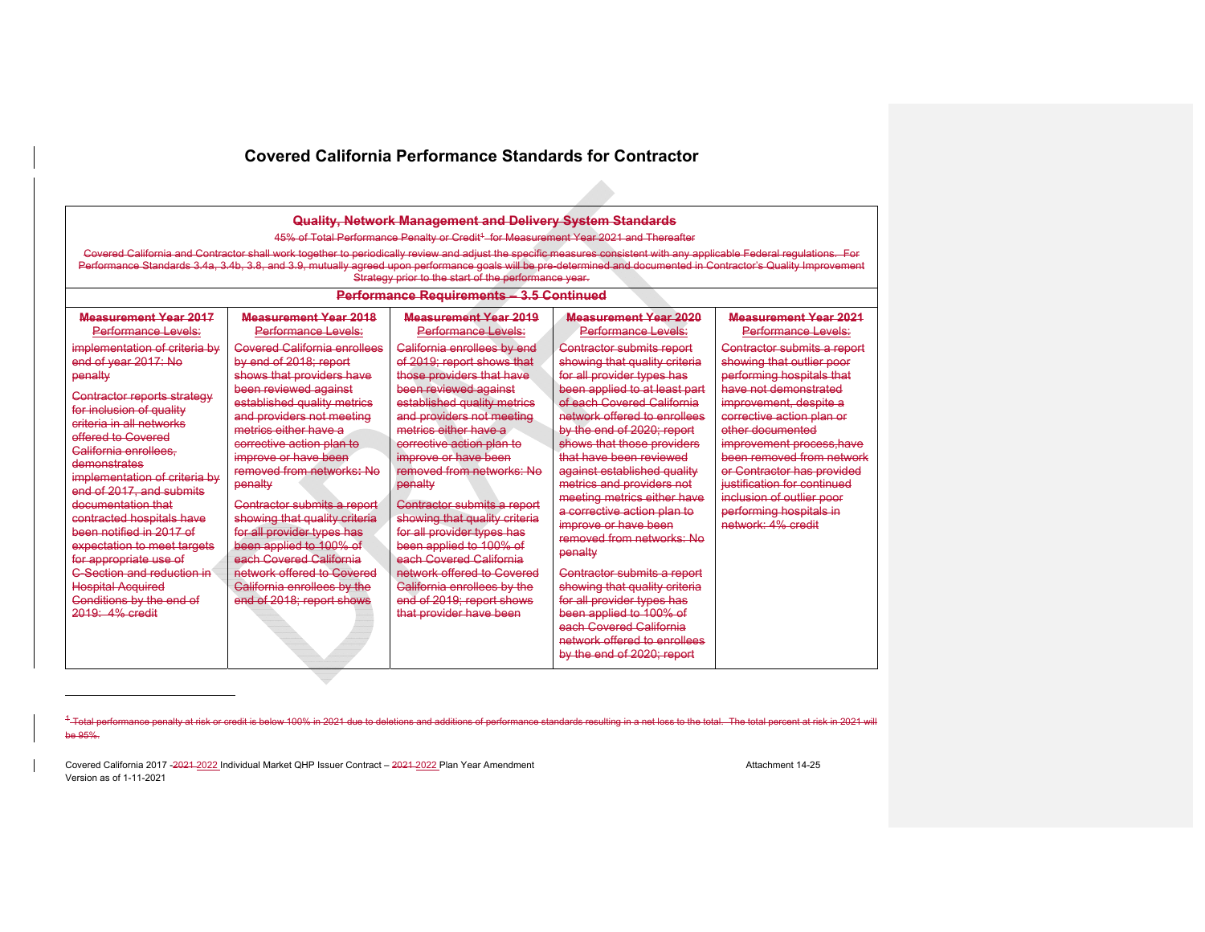# Covered California Performance Standards for Contractor

| Quality, Network Management and Delivery System Standards | | | | |
|---|---|---|---|---|
| 45% of Total Performance Penalty or Credit[1] for Measurement Year 2021 and Thereafter | | | | |
| Covered California and Contractor shall work together to periodically review and adjust the specific measures consistent with any applicable Federal regulations. For Performance Standards 3.4a, 3.4b, 3.8, and 3.9, mutually agreed upon performance goals will be pre-determined and documented in Contractor's Quality Improvement Strategy prior to the start of the performance year. | | | | |
| **Performance Requirements – 3.5 Continued** | | | | |
| **Measurement Year 2017** Performance Levels: | **Measurement Year 2018** Performance Levels: | **Measurement Year 2019** Performance Levels: | **Measurement Year 2020** Performance Levels: | **Measurement Year 2021** Performance Levels: |
| implementation of criteria by end of year 2017: No penalty<br><br>Contractor reports strategy for inclusion of quality criteria in all networks offered to Covered California enrollees, demonstrates implementation of criteria by end of 2017, and submits documentation that contracted hospitals have been notified in 2017 of expectation to meet targets for appropriate use of C-Section and reduction in Hospital Acquired Conditions by the end of 2019: 4% credit | Covered California enrollees by end of 2018; report shows that providers have been reviewed against established quality metrics and providers not meeting metrics either have a corrective action plan to improve or have been removed from networks: No penalty<br><br>Contractor submits a report showing that quality criteria for all provider types has been applied to 100% of each Covered California network offered to Covered California enrollees by the end of 2018; report shows | California enrollees by end of 2019; report shows that those providers that have been reviewed against established quality metrics and providers not meeting metrics either have a corrective action plan to improve or have been removed from networks: No penalty<br><br>Contractor submits a report showing that quality criteria for all provider types has been applied to 100% of each Covered California network offered to Covered California enrollees by the end of 2019; report shows that provider have been | Contractor submits report showing that quality criteria for all provider types has been applied to at least part of each Covered California network offered to enrollees by the end of 2020; report shows that those providers that have been reviewed against established quality metrics and providers not meeting metrics either have a corrective action plan to improve or have been removed from networks: No penalty<br><br>Contractor submits a report showing that quality criteria for all provider types has been applied to 100% of each Covered California network offered to enrollees by the end of 2020; report | Contractor submits a report showing that outlier poor performing hospitals that have not demonstrated improvement, despite a corrective action plan or other documented improvement process,have been removed from network or Contractor has provided justification for continued inclusion of outlier poor performing hospitals in network: 4% credit |

[1] Total performance penalty at risk or credit is below 100% in 2021 due to deletions and additions of performance standards resulting in a net loss to the total. The total percent at risk in 2021 will be 95%.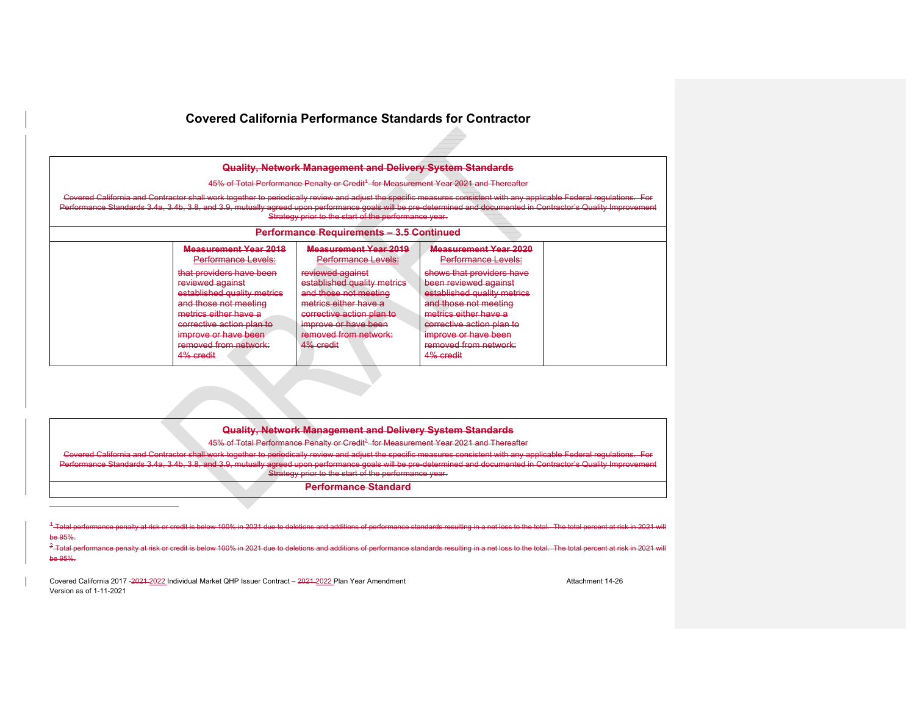# Covered California Performance Standards for Contractor

| Quality, Network Management and Delivery System Standards | | | | |
|---|---|---|---|---|
| 45% of Total Performance Penalty or Credit[1] for Measurement Year 2021 and Thereafter | | | | |
| Covered California and Contractor shall work together to periodically review and adjust the specific measures consistent with any applicable Federal regulations. For Performance Standards 3.4a, 3.4b, 3.8, and 3.9, mutually agreed upon performance goals will be pre-determined and documented in Contractor's Quality Improvement Strategy prior to the start of the performance year. | | | | |
| **Performance Requirements – 3.5 Continued** | | | | |
| | **Measurement Year 2018** Performance Levels: | **Measurement Year 2019** Performance Levels: | **Measurement Year 2020** Performance Levels: | |
| | that providers have been reviewed against established quality metrics and those not meeting metrics either have a corrective action plan to improve or have been removed from network: 4% credit | reviewed against established quality metrics and those not meeting metrics either have a corrective action plan to improve or have been removed from network: 4% credit | shows that providers have been reviewed against established quality metrics and those not meeting metrics either have a corrective action plan to improve or have been removed from network: 4% credit | |

| Quality, Network Management and Delivery System Standards |
|---|
| 45% of Total Performance Penalty or Credit[2] for Measurement Year 2021 and Thereafter |
| Covered California and Contractor shall work together to periodically review and adjust the specific measures consistent with any applicable Federal regulations. For Performance Standards 3.4a, 3.4b, 3.8, and 3.9, mutually agreed upon performance goals will be pre-determined and documented in Contractor's Quality Improvement Strategy prior to the start of the performance year. |
| **Performance Standard** |

[1] Total performance penalty at risk or credit is below 100% in 2021 due to deletions and additions of performance standards resulting in a net loss to the total. The total percent at risk in 2021 will be 95%.

[2] Total performance penalty at risk or credit is below 100% in 2021 due to deletions and additions of performance standards resulting in a net loss to the total. The total percent at risk in 2021 will be 95%.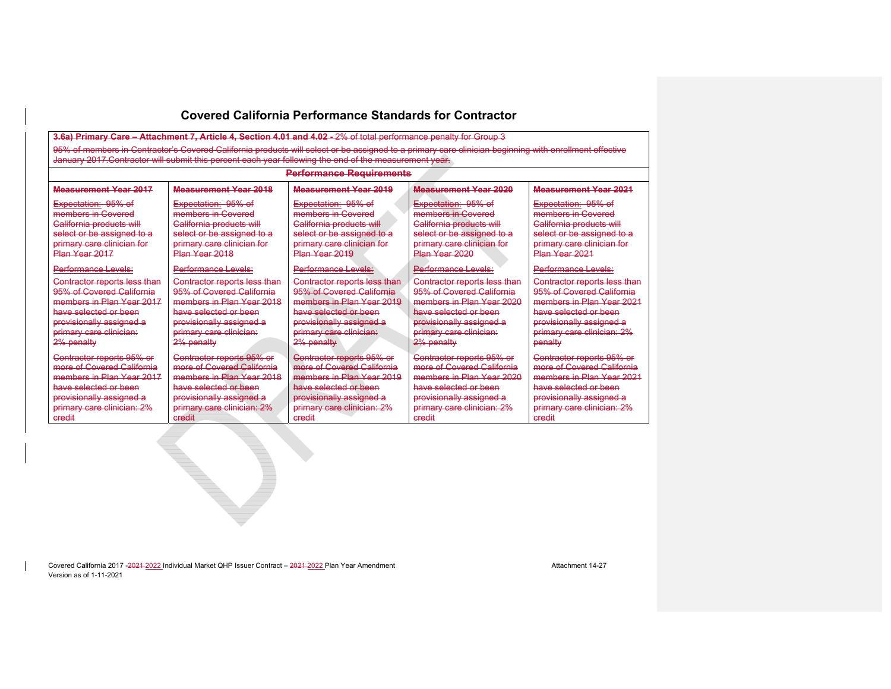# Covered California Performance Standards for Contractor

| **3.6a) Primary Care – Attachment 7, Article 4, Section 4.01 and 4.02 -** 2% of total performance penalty for Group 3 | | | | |
|---|---|---|---|---|
| 95% of members in Contractor's Covered California products will select or be assigned to a primary care clinician beginning with enrollment effective January 2017.Contractor will submit this percent each year following the end of the measurement year. | | | | |
| **Performance Requirements** | | | | |
| **Measurement Year 2017** | **Measurement Year 2018** | **Measurement Year 2019** | **Measurement Year 2020** | **Measurement Year 2021** |
| Expectation: 95% of members in Covered California products will select or be assigned to a primary care clinician for Plan Year 2017 | Expectation: 95% of members in Covered California products will select or be assigned to a primary care clinician for Plan Year 2018 | Expectation: 95% of members in Covered California products will select or be assigned to a primary care clinician for Plan Year 2019 | Expectation: 95% of members in Covered California products will select or be assigned to a primary care clinician for Plan Year 2020 | Expectation: 95% of members in Covered California products will select or be assigned to a primary care clinician for Plan Year 2021 |
| Performance Levels: | Performance Levels: | Performance Levels: | Performance Levels: | Performance Levels: |
| Contractor reports less than 95% of Covered California members in Plan Year 2017 have selected or been provisionally assigned a primary care clinician: 2% penalty | Contractor reports less than 95% of Covered California members in Plan Year 2018 have selected or been provisionally assigned a primary care clinician: 2% penalty | Contractor reports less than 95% of Covered California members in Plan Year 2019 have selected or been provisionally assigned a primary care clinician: 2% penalty | Contractor reports less than 95% of Covered California members in Plan Year 2020 have selected or been provisionally assigned a primary care clinician: 2% penalty | Contractor reports less than 95% of Covered California members in Plan Year 2021 have selected or been provisionally assigned a primary care clinician: 2% penalty |
| Contractor reports 95% or more of Covered California members in Plan Year 2017 have selected or been provisionally assigned a primary care clinician: 2% credit | Contractor reports 95% or more of Covered California members in Plan Year 2018 have selected or been provisionally assigned a primary care clinician: 2% credit | Contractor reports 95% or more of Covered California members in Plan Year 2019 have selected or been provisionally assigned a primary care clinician: 2% credit | Contractor reports 95% or more of Covered California members in Plan Year 2020 have selected or been provisionally assigned a primary care clinician: 2% credit | Contractor reports 95% or more of Covered California members in Plan Year 2021 have selected or been provisionally assigned a primary care clinician: 2% credit |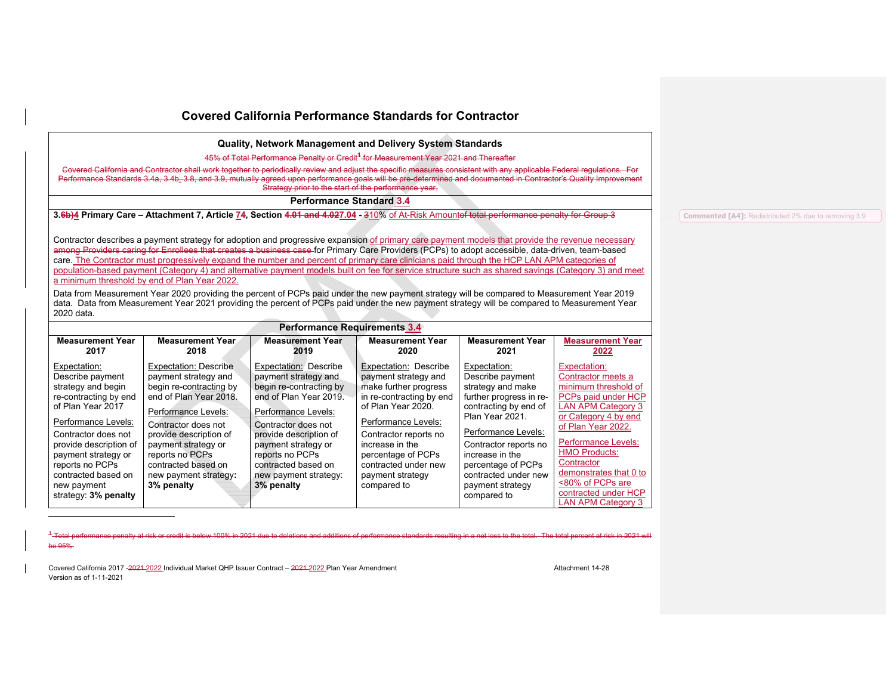# Covered California Performance Standards for Contractor

## Quality, Network Management and Delivery System Standards

~~45% of Total Performance Penalty or Credit[1] for Measurement Year 2021 and Thereafter~~

~~Covered California and Contractor shall work together to periodically review and adjust the specific measures consistent with any applicable Federal regulations. For Performance Standards 3.4a, 3.4b, 3.8, and 3.9, mutually agreed upon performance goals will be pre-determined and documented in Contractor's Quality Improvement Strategy prior to the start of the performance year.~~

### Performance Standard 3.4

**3.~~6b)~~4 Primary Care – Attachment 7, Article ~~7~~4, Section ~~4.01 and 4.02~~7.04 - ~~3~~10%** of At-Risk Amount~~of total performance penalty for Group 3~~

Commented [A4]: Redistributed 2% due to removing 3.9

Contractor describes a payment strategy for adoption and progressive expansion of primary care payment models that provide the revenue necessary ~~among Providers caring for Enrollees that creates a business case~~ for Primary Care Providers (PCPs) to adopt accessible, data-driven, team-based care. The Contractor must progressively expand the number and percent of primary care clinicians paid through the HCP LAN APM categories of population-based payment (Category 4) and alternative payment models built on fee for service structure such as shared savings (Category 3) and meet a minimum threshold by end of Plan Year 2022.

Data from Measurement Year 2020 providing the percent of PCPs paid under the new payment strategy will be compared to Measurement Year 2019 data. Data from Measurement Year 2021 providing the percent of PCPs paid under the new payment strategy will be compared to Measurement Year 2020 data.

### Performance Requirements 3.4

| Measurement Year 2017 | Measurement Year 2018 | Measurement Year 2019 | Measurement Year 2020 | Measurement Year 2021 | Measurement Year 2022 |
|---|---|---|---|---|---|
| Expectation: Describe payment strategy and begin re-contracting by end of Plan Year 2017<br><br>Performance Levels:<br>Contractor does not provide description of payment strategy or reports no PCPs contracted based on new payment strategy: **3% penalty** | Expectation: Describe payment strategy and begin re-contracting by end of Plan Year 2018.<br><br>Performance Levels:<br>Contractor does not provide description of payment strategy or reports no PCPs contracted based on new payment strategy: **3% penalty** | Expectation: Describe payment strategy and begin re-contracting by end of Plan Year 2019.<br><br>Performance Levels:<br>Contractor does not provide description of payment strategy or reports no PCPs contracted based on new payment strategy: **3% penalty** | Expectation: Describe payment strategy and make further progress in re-contracting by end of Plan Year 2020.<br><br>Performance Levels:<br>Contractor reports no increase in the percentage of PCPs contracted under new payment strategy compared to | Expectation: Describe payment strategy and make further progress in re-contracting by end of Plan Year 2021.<br><br>Performance Levels:<br>Contractor reports no increase in the percentage of PCPs contracted under new payment strategy compared to | Expectation: Contractor meets a minimum threshold of PCPs paid under HCP LAN APM Category 3 or Category 4 by end of Plan Year 2022.<br><br>Performance Levels:<br>HMO Products:<br>Contractor demonstrates that 0 to <80% of PCPs are contracted under HCP LAN APM Category 3 |

~~[1] Total performance penalty at risk or credit is below 100% in 2021 due to deletions and additions of performance standards resulting in a net loss to the total. The total percent at risk in 2021 will be 95%.~~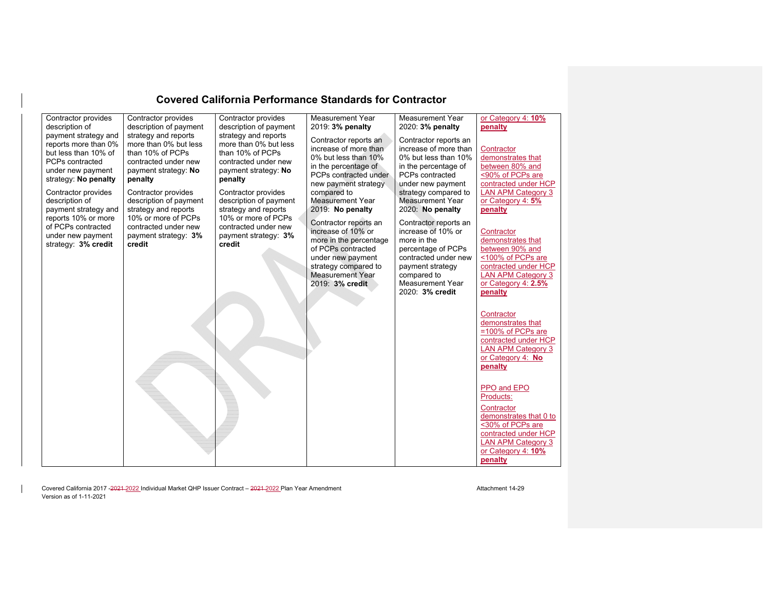## Covered California Performance Standards for Contractor

| | | | | | |
|---|---|---|---|---|---|
| Contractor provides description of payment strategy and reports more than 0% but less than 10% of PCPs contracted under new payment strategy: **No penalty**<br><br>Contractor provides description of payment strategy and reports 10% or more of PCPs contracted under new payment strategy: **3% credit** | Contractor provides description of payment strategy and reports more than 0% but less than 10% of PCPs contracted under new payment strategy: **No penalty**<br><br>Contractor provides description of payment strategy and reports 10% or more of PCPs contracted under new payment strategy: **3% credit** | Contractor provides description of payment strategy and reports more than 0% but less than 10% of PCPs contracted under new payment strategy: **No penalty**<br><br>Contractor provides description of payment strategy and reports 10% or more of PCPs contracted under new payment strategy: **3% credit** | Measurement Year 2019: **3% penalty**<br><br>Contractor reports an increase of more than 0% but less than 10% in the percentage of PCPs contracted under new payment strategy compared to Measurement Year 2019: **No penalty**<br><br>Contractor reports an increase of 10% or more in the percentage of PCPs contracted under new payment strategy compared to Measurement Year 2019: **3% credit** | Measurement Year 2020: **3% penalty**<br><br>Contractor reports an increase of more than 0% but less than 10% in the percentage of PCPs contracted under new payment strategy compared to Measurement Year 2020: **No penalty**<br><br>Contractor reports an increase of 10% or more in the percentage of PCPs contracted under new payment strategy compared to Measurement Year 2020: **3% credit** | or Category 4: **10% penalty**<br><br>Contractor demonstrates that between 80% and <90% of PCPs are contracted under HCP LAN APM Category 3 or Category 4: **5% penalty**<br><br>Contractor demonstrates that between 90% and <100% of PCPs are contracted under HCP LAN APM Category 3 or Category 4: **2.5% penalty**<br><br>Contractor demonstrates that =100% of PCPs are contracted under HCP LAN APM Category 3 or Category 4: **No penalty**<br><br>PPO and EPO Products:<br><br>Contractor demonstrates that 0 to <30% of PCPs are contracted under HCP LAN APM Category 3 or Category 4: **10% penalty** |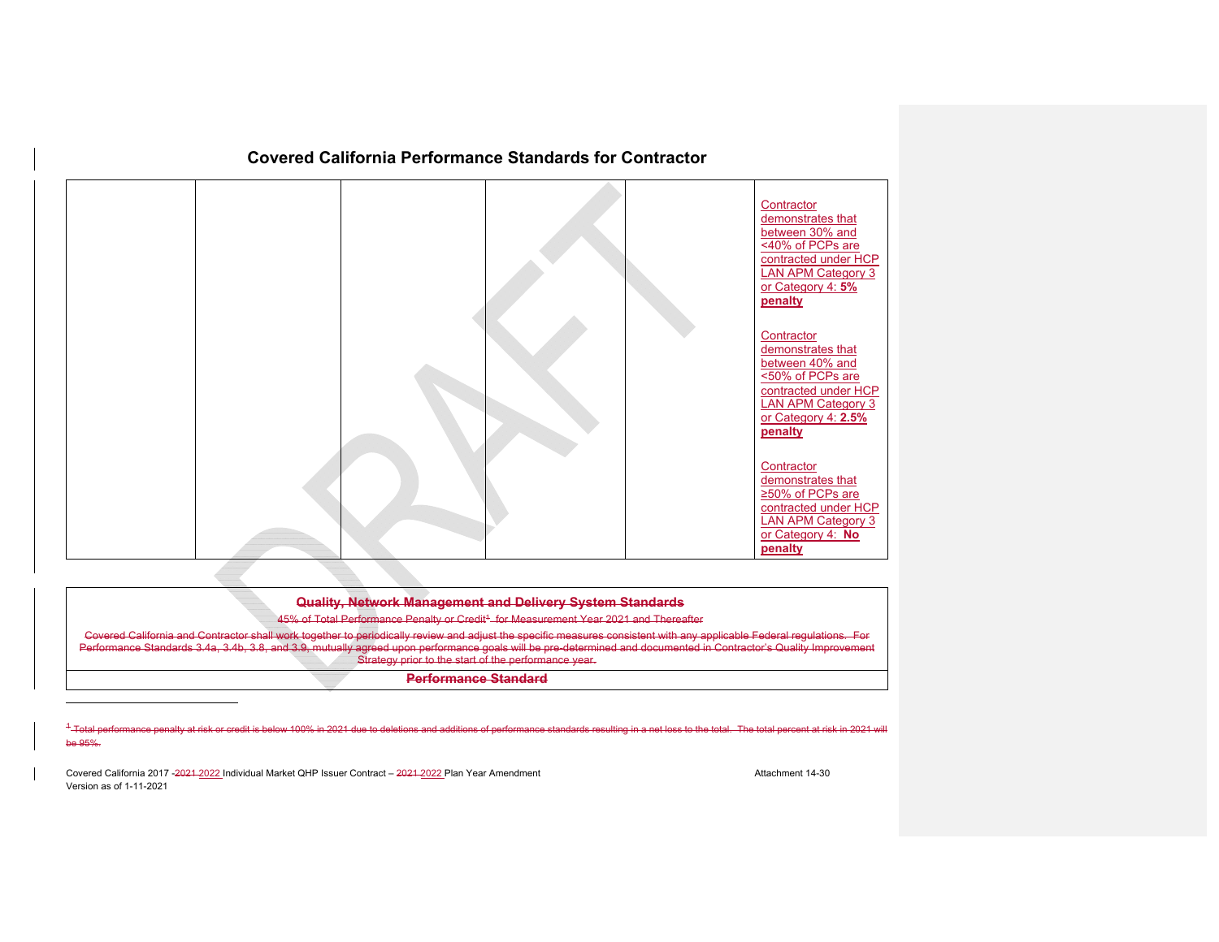## Covered California Performance Standards for Contractor

| | | | | | |
|---|---|---|---|---|---|
| | | | | | Contractor demonstrates that between 30% and <40% of PCPs are contracted under HCP LAN APM Category 3 or Category 4: **5% penalty**<br><br>Contractor demonstrates that between 40% and <50% of PCPs are contracted under HCP LAN APM Category 3 or Category 4: **2.5% penalty**<br><br>Contractor demonstrates that ≥50% of PCPs are contracted under HCP LAN APM Category 3 or Category 4: **No penalty** |

| **Quality, Network Management and Delivery System Standards** |
|---|
| 45% of Total Performance Penalty or Credit[1] for Measurement Year 2021 and Thereafter<br>Covered California and Contractor shall work together to periodically review and adjust the specific measures consistent with any applicable Federal regulations. For Performance Standards 3.4a, 3.4b, 3.8, and 3.9, mutually agreed upon performance goals will be pre-determined and documented in Contractor's Quality Improvement Strategy prior to the start of the performance year. |
| **Performance Standard** |

[1] Total performance penalty at risk or credit is below 100% in 2021 due to deletions and additions of performance standards resulting in a net loss to the total. The total percent at risk in 2021 will be 95%.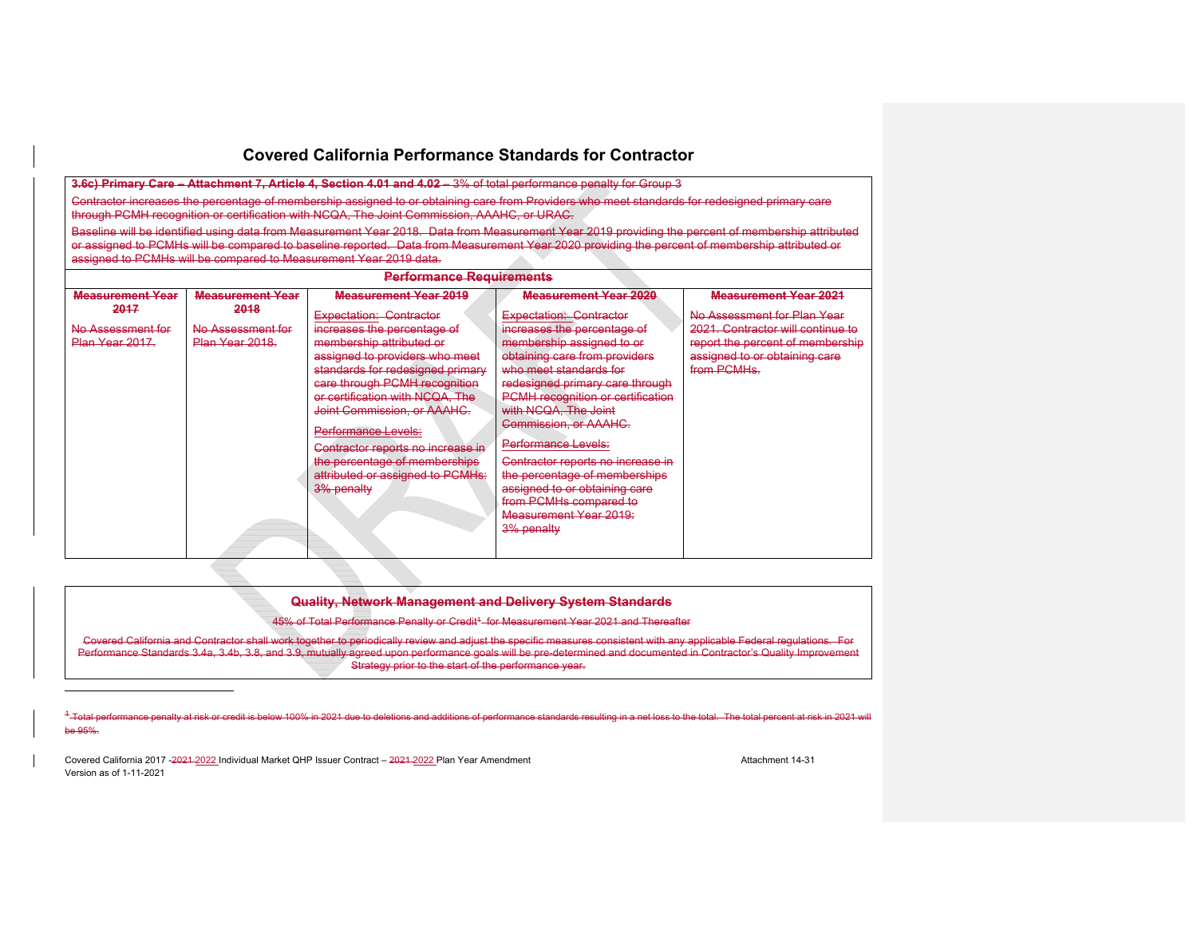# Covered California Performance Standards for Contractor

| **3.6c) Primary Care – Attachment 7, Article 4, Section 4.01 and 4.02** – 3% of total performance penalty for Group 3<br><br>Contractor increases the percentage of membership assigned to or obtaining care from Providers who meet standards for redesigned primary care through PCMH recognition or certification with NCQA, The Joint Commission, AAAHC, or URAC.<br><br>Baseline will be identified using data from Measurement Year 2018. Data from Measurement Year 2019 providing the percent of membership attributed or assigned to PCMHs will be compared to baseline reported. Data from Measurement Year 2020 providing the percent of membership attributed or assigned to PCMHs will be compared to Measurement Year 2019 data. | | | | |
|---|---|---|---|---|
| **Performance Requirements** | | | | |
| **Measurement Year 2017** | **Measurement Year 2018** | **Measurement Year 2019** | **Measurement Year 2020** | **Measurement Year 2021** |
| No Assessment for Plan Year 2017. | No Assessment for Plan Year 2018. | Expectation: Contractor increases the percentage of membership attributed or assigned to providers who meet standards for redesigned primary care through PCMH recognition or certification with NCQA, The Joint Commission, or AAAHC.<br><br>Performance Levels:<br><br>Contractor reports no increase in the percentage of memberships attributed or assigned to PCMHs: 3% penalty | Expectation: Contractor increases the percentage of membership assigned to or obtaining care from providers who meet standards for redesigned primary care through PCMH recognition or certification with NCQA, The Joint Commission, or AAAHC.<br><br>Performance Levels:<br><br>Contractor reports no increase in the percentage of memberships assigned to or obtaining care from PCMHs compared to Measurement Year 2019:<br>3% penalty | No Assessment for Plan Year 2021. Contractor will continue to report the percent of membership assigned to or obtaining care from PCMHs. |

## Quality, Network Management and Delivery System Standards

45% of Total Performance Penalty or Credit[1] for Measurement Year 2021 and Thereafter

Covered California and Contractor shall work together to periodically review and adjust the specific measures consistent with any applicable Federal regulations. For Performance Standards 3.4a, 3.4b, 3.8, and 3.9, mutually agreed upon performance goals will be pre-determined and documented in Contractor's Quality Improvement Strategy prior to the start of the performance year.

---

[1] Total performance penalty at risk or credit is below 100% in 2021 due to deletions and additions of performance standards resulting in a net loss to the total. The total percent at risk in 2021 will be 95%.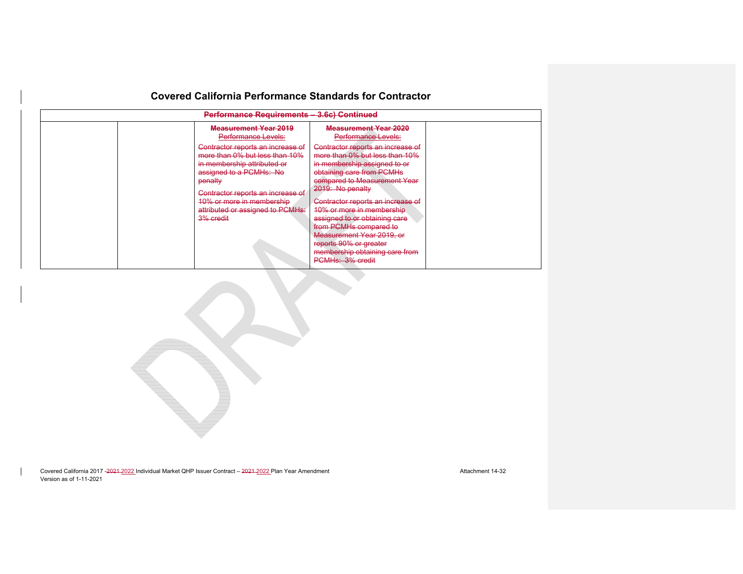## Covered California Performance Standards for Contractor

| Performance Requirements – 3.6c) Continued | | | | |
|---|---|---|---|---|
| | | **Measurement Year 2019** Performance Levels: Contractor reports an increase of more than 0% but less than 10% in membership attributed or assigned to a PCMHs: No penalty Contractor reports an increase of 10% or more in membership attributed or assigned to PCMHs: 3% credit | **Measurement Year 2020** Performance Levels: Contractor reports an increase of more than 0% but less than 10% in membership assigned to or obtaining care from PCMHs compared to Measurement Year 2019: No penalty Contractor reports an increase of 10% or more in membership assigned to or obtaining care from PCMHs compared to Measurement Year 2019, or reports 90% or greater membership obtaining care from PCMHs: 3% credit | |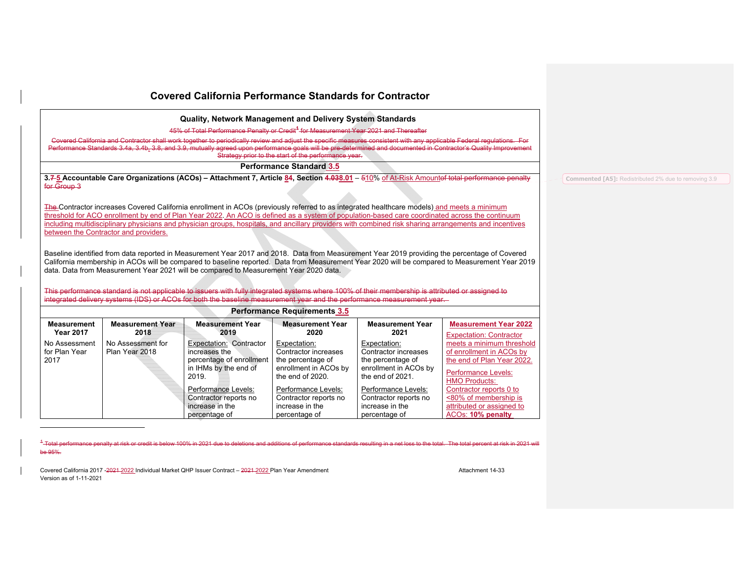# Covered California Performance Standards for Contractor

## Quality, Network Management and Delivery System Standards

45% of Total Performance Penalty or Credit[1] for Measurement Year 2021 and Thereafter

Covered California and Contractor shall work together to periodically review and adjust the specific measures consistent with any applicable Federal regulations. For Performance Standards 3.4a, 3.4b, 3.8, and 3.9, mutually agreed upon performance goals will be pre-determined and documented in Contractor's Quality Improvement Strategy prior to the start of the performance year.

### Performance Standard 3.5

**3.7 5 Accountable Care Organizations (ACOs) – Attachment 7, Article 84, Section 4.038.01** – 510% of At-Risk Amountof total performance penalty for Group 3

The Contractor increases Covered California enrollment in ACOs (previously referred to as integrated healthcare models) and meets a minimum threshold for ACO enrollment by end of Plan Year 2022. An ACO is defined as a system of population-based care coordinated across the continuum including multidisciplinary physicians and physician groups, hospitals, and ancillary providers with combined risk sharing arrangements and incentives between the Contractor and providers.

Baseline identified from data reported in Measurement Year 2017 and 2018. Data from Measurement Year 2019 providing the percentage of Covered California membership in ACOs will be compared to baseline reported. Data from Measurement Year 2020 will be compared to Measurement Year 2019 data. Data from Measurement Year 2021 will be compared to Measurement Year 2020 data.

This performance standard is not applicable to issuers with fully integrated systems where 100% of their membership is attributed or assigned to integrated delivery systems (IDS) or ACOs for both the baseline measurement year and the performance measurement year.

### Performance Requirements 3.5

| Measurement Year 2017 | Measurement Year 2018 | Measurement Year 2019 | Measurement Year 2020 | Measurement Year 2021 | Measurement Year 2022 |
|---|---|---|---|---|---|
| No Assessment for Plan Year 2017 | No Assessment for Plan Year 2018 | Expectation: Contractor increases the percentage of enrollment in IHMs by the end of 2019.<br><br>Performance Levels: Contractor reports no increase in the percentage of | Expectation: Contractor increases the percentage of enrollment in ACOs by the end of 2020.<br><br>Performance Levels: Contractor reports no increase in the percentage of | Expectation: Contractor increases the percentage of enrollment in ACOs by the end of 2021.<br><br>Performance Levels: Contractor reports no increase in the percentage of | Expectation: Contractor meets a minimum threshold of enrollment in ACOs by the end of Plan Year 2022.<br><br>Performance Levels:<br>HMO Products:<br>Contractor reports 0 to <80% of membership is attributed or assigned to ACOs: **10% penalty** |

[1] Total performance penalty at risk or credit is below 100% in 2021 due to deletions and additions of performance standards resulting in a net loss to the total. The total percent at risk in 2021 will be 95%.

Commented [A5]: Redistributed 2% due to removing 3.9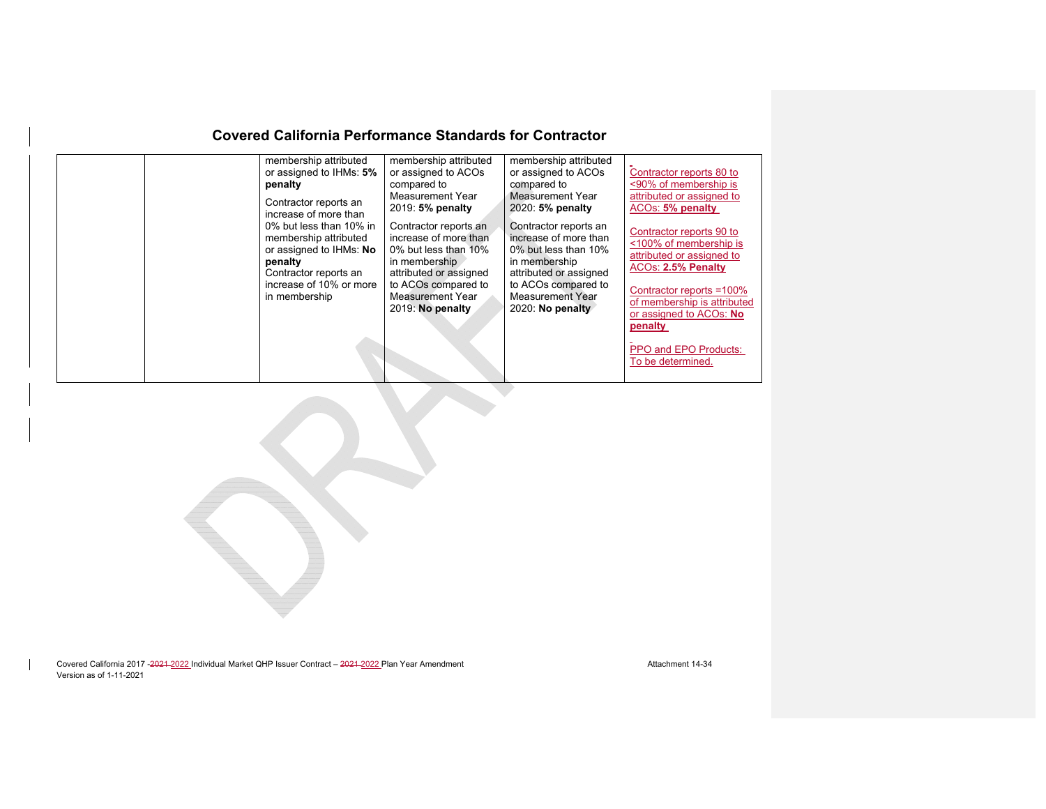## Covered California Performance Standards for Contractor

| | | | | | |
|---|---|---|---|---|---|
| | | membership attributed or assigned to IHMs: **5% penalty**<br><br>Contractor reports an increase of more than 0% but less than 10% in membership attributed or assigned to IHMs: **No penalty**<br>Contractor reports an increase of 10% or more in membership | membership attributed or assigned to ACOs compared to Measurement Year 2019: **5% penalty**<br><br>Contractor reports an increase of more than 0% but less than 10% in membership attributed or assigned to ACOs compared to Measurement Year 2019: **No penalty** | membership attributed or assigned to ACOs compared to Measurement Year 2020: **5% penalty**<br><br>Contractor reports an increase of more than 0% but less than 10% in membership attributed or assigned to ACOs compared to Measurement Year 2020: **No penalty** | Contractor reports 80 to <90% of membership is attributed or assigned to ACOs: **5% penalty**<br><br>Contractor reports 90 to <100% of membership is attributed or assigned to ACOs: **2.5% Penalty**<br><br>Contractor reports =100% of membership is attributed or assigned to ACOs: **No penalty**<br><br>PPO and EPO Products: To be determined. |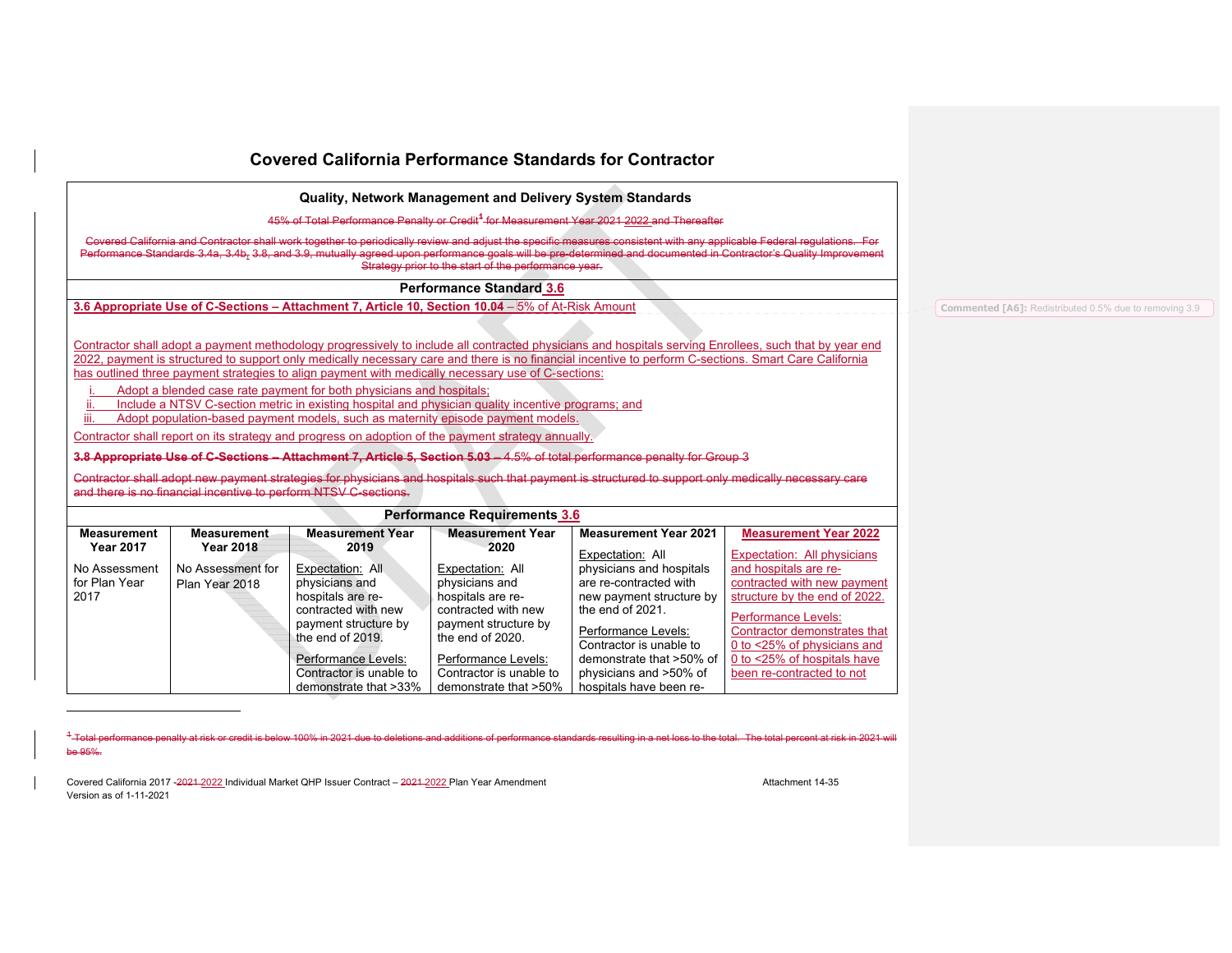## Covered California Performance Standards for Contractor

### Quality, Network Management and Delivery System Standards

45% of Total Performance Penalty or Credit[1] for Measurement Year 2021 2022 and Thereafter

Covered California and Contractor shall work together to periodically review and adjust the specific measures consistent with any applicable Federal regulations. For Performance Standards 3.4a, 3.4b, 3.8, and 3.9, mutually agreed upon performance goals will be pre-determined and documented in Contractor's Quality Improvement Strategy prior to the start of the performance year.

### Performance Standard 3.6

**3.6 Appropriate Use of C-Sections – Attachment 7, Article 10, Section 10.04** – 5% of At-Risk Amount

Contractor shall adopt a payment methodology progressively to include all contracted physicians and hospitals serving Enrollees, such that by year end 2022, payment is structured to support only medically necessary care and there is no financial incentive to perform C-sections. Smart Care California has outlined three payment strategies to align payment with medically necessary use of C-sections:

i. Adopt a blended case rate payment for both physicians and hospitals;
ii. Include a NTSV C-section metric in existing hospital and physician quality incentive programs; and
iii. Adopt population-based payment models, such as maternity episode payment models.

Contractor shall report on its strategy and progress on adoption of the payment strategy annually.

**3.8 Appropriate Use of C-Sections – Attachment 7, Article 5, Section 5.03** – 4.5% of total performance penalty for Group 3

Contractor shall adopt new payment strategies for physicians and hospitals such that payment is structured to support only medically necessary care and there is no financial incentive to perform NTSV C-sections.

### Performance Requirements 3.6

| Measurement Year 2017 | Measurement Year 2018 | Measurement Year 2019 | Measurement Year 2020 | Measurement Year 2021 | Measurement Year 2022 |
|---|---|---|---|---|---|
| No Assessment for Plan Year 2017 | No Assessment for Plan Year 2018 | Expectation: All physicians and hospitals are re-contracted with new payment structure by the end of 2019.<br><br>Performance Levels: Contractor is unable to demonstrate that >33% | Expectation: All physicians and hospitals are re-contracted with new payment structure by the end of 2020.<br><br>Performance Levels: Contractor is unable to demonstrate that >50% | Expectation: All physicians and hospitals are re-contracted with new payment structure by the end of 2021.<br><br>Performance Levels: Contractor is unable to demonstrate that >50% of physicians and >50% of hospitals have been re- | Expectation: All physicians and hospitals are re-contracted with new payment structure by the end of 2022.<br><br>Performance Levels: Contractor demonstrates that 0 to <25% of physicians and 0 to <25% of hospitals have been re-contracted to not |

[1] Total performance penalty at risk or credit is below 100% in 2021 due to deletions and additions of performance standards resulting in a net loss to the total. The total percent at risk in 2021 will be 95%.

Commented [A6]: Redistributed 0.5% due to removing 3.9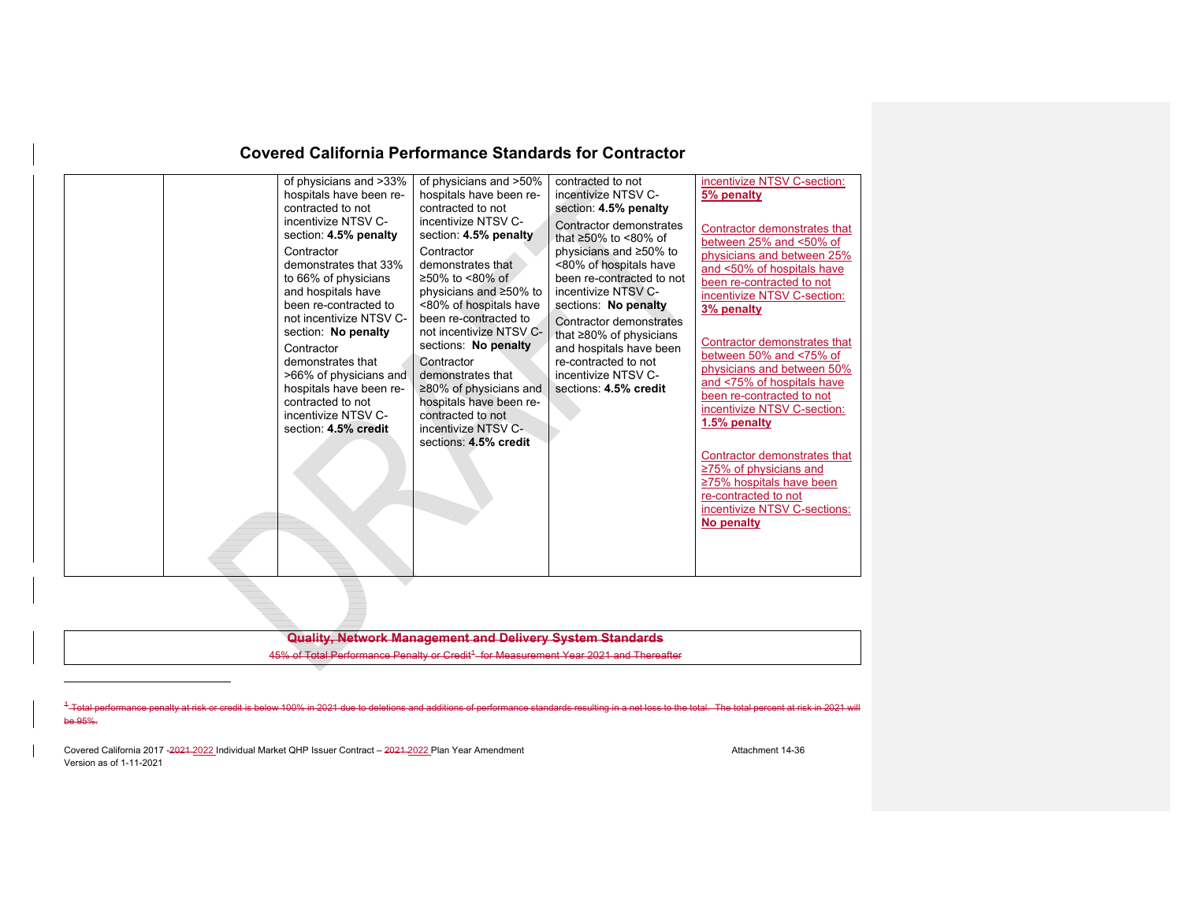# Covered California Performance Standards for Contractor

| | | | | | |
|---|---|---|---|---|---|
| | | of physicians and >33% hospitals have been re-contracted to not incentivize NTSV C-section: **4.5% penalty**<br><br>Contractor demonstrates that 33% to 66% of physicians and hospitals have been re-contracted to not incentivize NTSV C-section: **No penalty**<br><br>Contractor demonstrates that >66% of physicians and hospitals have been re-contracted to not incentivize NTSV C-section: **4.5% credit** | of physicians and >50% hospitals have been re-contracted to not incentivize NTSV C-section: **4.5% penalty**<br><br>Contractor demonstrates that ≥50% to <80% of physicians and ≥50% to <80% of hospitals have been re-contracted to not incentivize NTSV C-sections: **No penalty**<br><br>Contractor demonstrates that ≥80% of physicians and hospitals have been re-contracted to not incentivize NTSV C-sections: **4.5% credit** | contracted to not incentivize NTSV C-section: **4.5% penalty**<br><br>Contractor demonstrates that ≥50% to <80% of physicians and ≥50% to <80% of hospitals have been re-contracted to not incentivize NTSV C-sections: **No penalty**<br><br>Contractor demonstrates that ≥80% of physicians and hospitals have been re-contracted to not incentivize NTSV C-sections: **4.5% credit** | incentivize NTSV C-section: **5% penalty**<br><br>Contractor demonstrates that between 25% and <50% of physicians and between 25% and <50% of hospitals have been re-contracted to not incentivize NTSV C-section: **3% penalty**<br><br>Contractor demonstrates that between 50% and <75% of physicians and between 50% and <75% of hospitals have been re-contracted to not incentivize NTSV C-section: **1.5% penalty**<br><br>Contractor demonstrates that ≥75% of physicians and ≥75% hospitals have been re-contracted to not incentivize NTSV C-sections: **No penalty** |

| Quality, Network Management and Delivery System Standards |
|---|
| 45% of Total Performance Penalty or Credit[1] for Measurement Year 2021 and Thereafter |

[1] Total performance penalty at risk or credit is below 100% in 2021 due to deletions and additions of performance standards resulting in a net loss to the total. The total percent at risk in 2021 will be 95%.

Covered California 2017 -2021 2022 Individual Market QHP Issuer Contract – 2021 2022 Plan Year Amendment — Attachment 14-36
Version as of 1-11-2021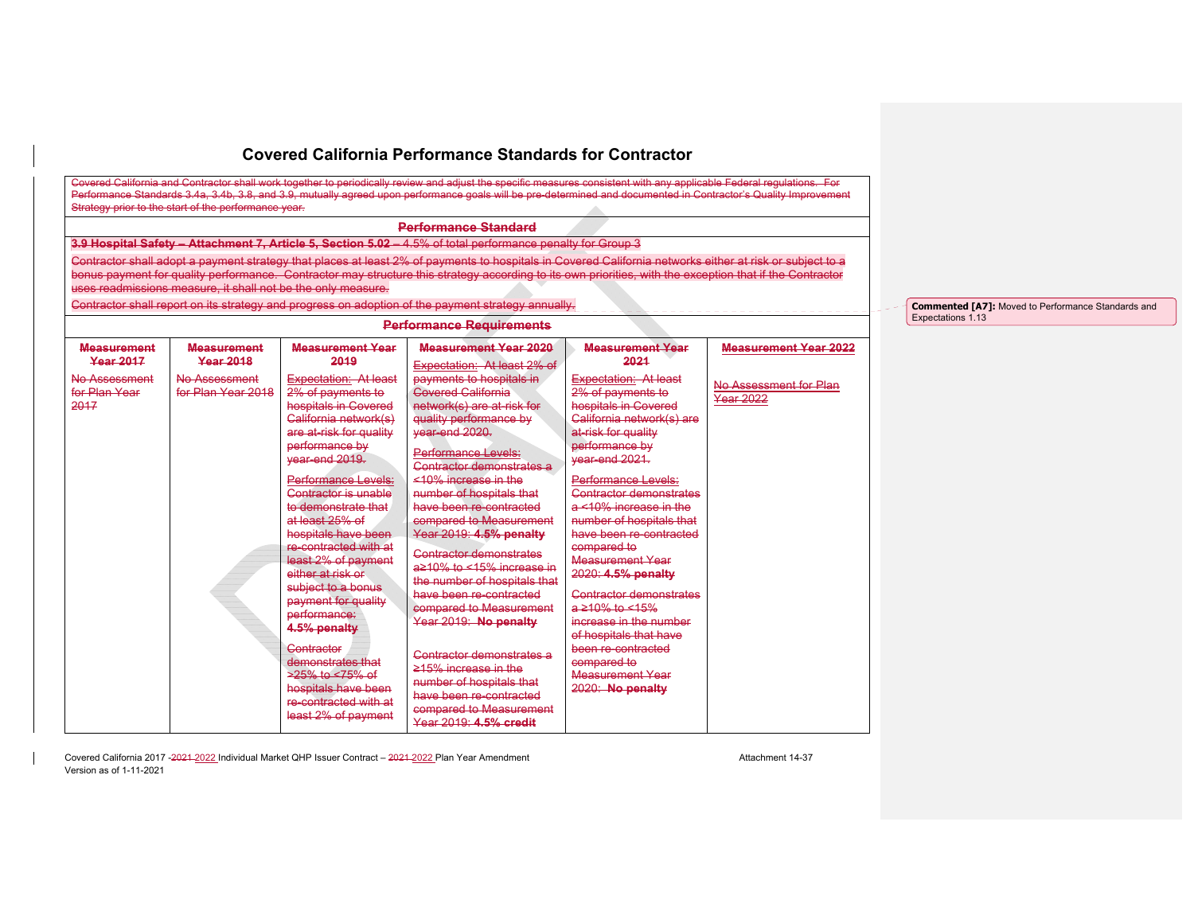# Covered California Performance Standards for Contractor

| Covered California and Contractor shall work together to periodically review and adjust the specific measures consistent with any applicable Federal regulations. For Performance Standards 3.4a, 3.4b, 3.8, and 3.9, mutually agreed upon performance goals will be pre-determined and documented in Contractor's Quality Improvement Strategy prior to the start of the performance year. | | | | | |
|---|---|---|---|---|---|
| **Performance Standard** | | | | | |
| **3.9 Hospital Safety – Attachment 7, Article 5, Section 5.02** – 4.5% of total performance penalty for Group 3<br><br>Contractor shall adopt a payment strategy that places at least 2% of payments to hospitals in Covered California networks either at risk or subject to a bonus payment for quality performance. Contractor may structure this strategy according to its own priorities, with the exception that if the Contractor uses readmissions measure, it shall not be the only measure.<br><br>Contractor shall report on its strategy and progress on adoption of the payment strategy annually. | | | | | |
| **Performance Requirements** | | | | | |
| **Measurement Year 2017** | **Measurement Year 2018** | **Measurement Year 2019** | **Measurement Year 2020** | **Measurement Year 2021** | **Measurement Year 2022** |
| No Assessment for Plan Year 2017 | No Assessment for Plan Year 2018 | Expectation: At least 2% of payments to hospitals in Covered California network(s) are at-risk for quality performance by year-end 2019.<br><br>Performance Levels: Contractor is unable to demonstrate that at least 25% of hospitals have been re-contracted with at least 2% of payment either at risk or subject to a bonus payment for quality performance: **4.5% penalty**<br><br>Contractor demonstrates that >25% to <75% of hospitals have been re-contracted with at least 2% of payment | Expectation: At least 2% of payments to hospitals in Covered California network(s) are at-risk for quality performance by year-end 2020.<br><br>Performance Levels: Contractor demonstrates a <10% increase in the number of hospitals that have been re-contracted compared to Measurement Year 2019: **4.5% penalty**<br><br>Contractor demonstrates a≥10% to <15% increase in the number of hospitals that have been re-contracted compared to Measurement Year 2019: **No penalty**<br><br>Contractor demonstrates a ≥15% increase in the number of hospitals that have been re-contracted compared to Measurement Year 2019: **4.5% credit** | Expectation: At least 2% of payments to hospitals in Covered California network(s) are at-risk for quality performance by year-end 2021.<br><br>Performance Levels: Contractor demonstrates a <10% increase in the number of hospitals that have been re-contracted compared to Measurement Year 2020: **4.5% penalty**<br><br>Contractor demonstrates a ≥10% to <15% increase in the number of hospitals that have been re-contracted compared to Measurement Year 2020: **No penalty** | No Assessment for Plan Year 2022 |

Commented [A7]: Moved to Performance Standards and Expectations 1.13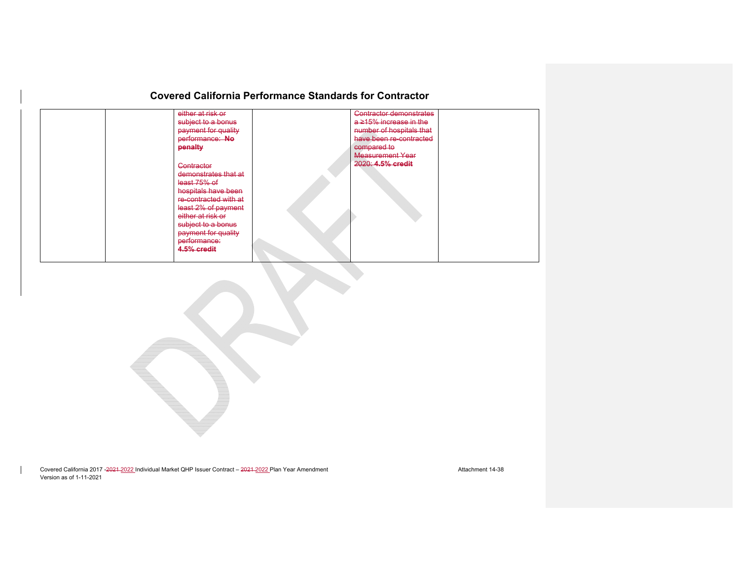## Covered California Performance Standards for Contractor

| | | | | | |
|---|---|---|---|---|---|
| | | ~~either at risk or subject to a bonus payment for quality performance: **No penalty**~~<br><br>~~Contractor demonstrates that at least 75% of hospitals have been re-contracted with at least 2% of payment either at risk or subject to a bonus payment for quality performance: **4.5% credit**~~ | | ~~Contractor demonstrates a ≥15% increase in the number of hospitals that have been re-contracted compared to Measurement Year 2020: **4.5% credit**~~ | |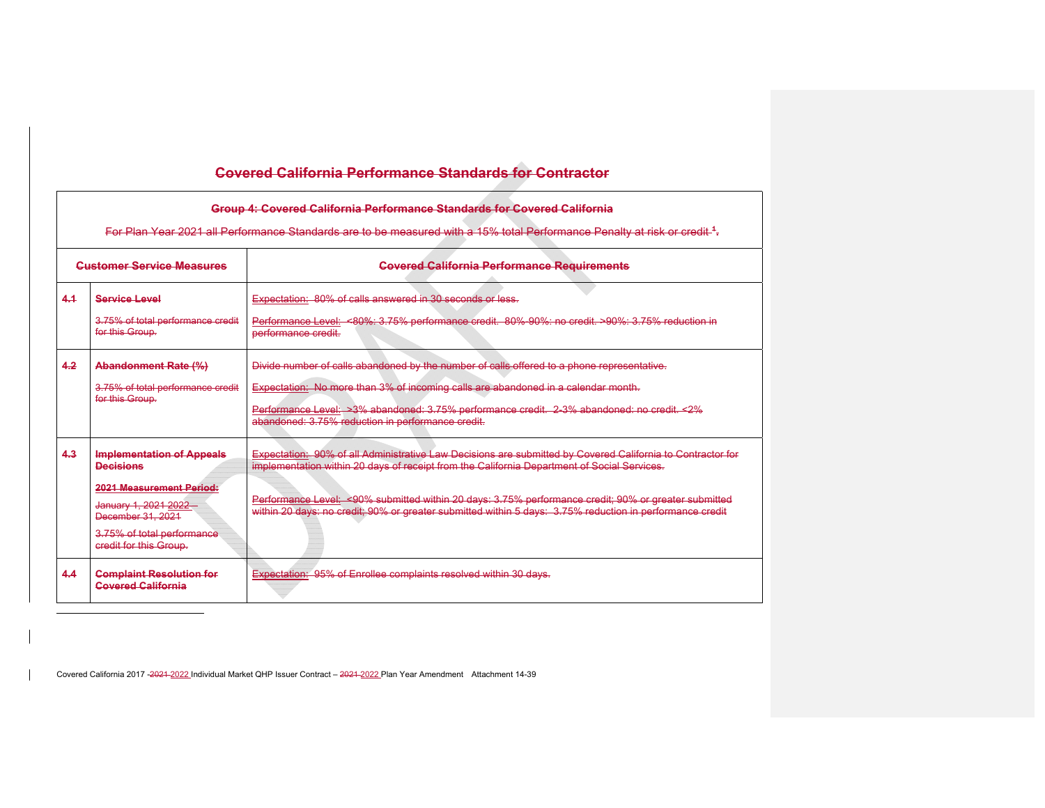## Covered California Performance Standards for Contractor

| Group 4: Covered California Performance Standards for Covered California | | |
|---|---|---|
| For Plan Year 2021 all Performance Standards are to be measured with a 15% total Performance Penalty at risk or credit [1]. | | |
| **Customer Service Measures** | | **Covered California Performance Requirements** |
| **4.1** | **Service Level**<br><br>3.75% of total performance credit for this Group. | Expectation: 80% of calls answered in 30 seconds or less.<br><br>Performance Level: <80%: 3.75% performance credit. 80%-90%: no credit. >90%: 3.75% reduction in performance credit. |
| **4.2** | **Abandonment Rate (%)**<br><br>3.75% of total performance credit for this Group. | Divide number of calls abandoned by the number of calls offered to a phone representative.<br><br>Expectation: No more than 3% of incoming calls are abandoned in a calendar month.<br><br>Performance Level: >3% abandoned: 3.75% performance credit. 2-3% abandoned: no credit. <2% abandoned: 3.75% reduction in performance credit. |
| **4.3** | **Implementation of Appeals Decisions**<br><br>**2021 Measurement Period:**<br><br>January 1, 2021 2022 – December 31, 2021<br><br>3.75% of total performance credit for this Group. | Expectation: 90% of all Administrative Law Decisions are submitted by Covered California to Contractor for implementation within 20 days of receipt from the California Department of Social Services.<br><br>Performance Level: <90% submitted within 20 days: 3.75% performance credit; 90% or greater submitted within 20 days: no credit; 90% or greater submitted within 5 days: 3.75% reduction in performance credit |
| **4.4** | **Complaint Resolution for Covered California** | Expectation: 95% of Enrollee complaints resolved within 30 days. |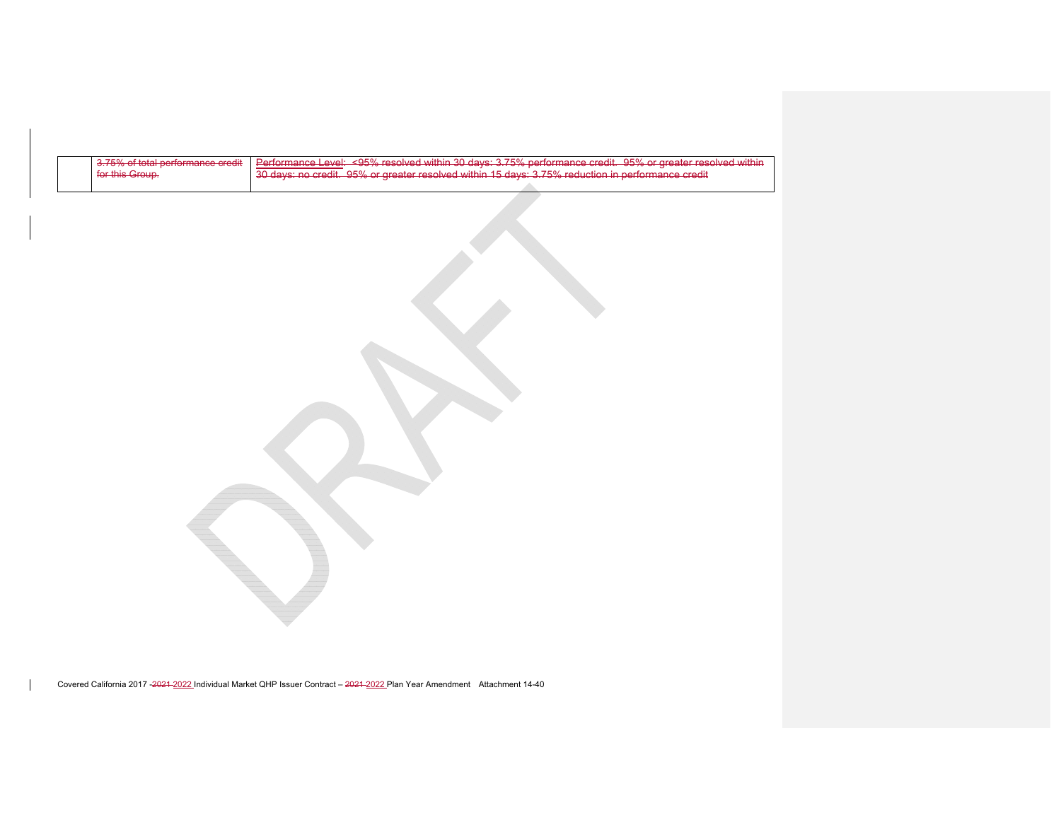|  | 3.75% of total performance credit for this Group. | Performance Level: <95% resolved within 30 days: 3.75% performance credit. 95% or greater resolved within 30 days: no credit. 95% or greater resolved within 15 days: 3.75% reduction in performance credit |
|---|---|---|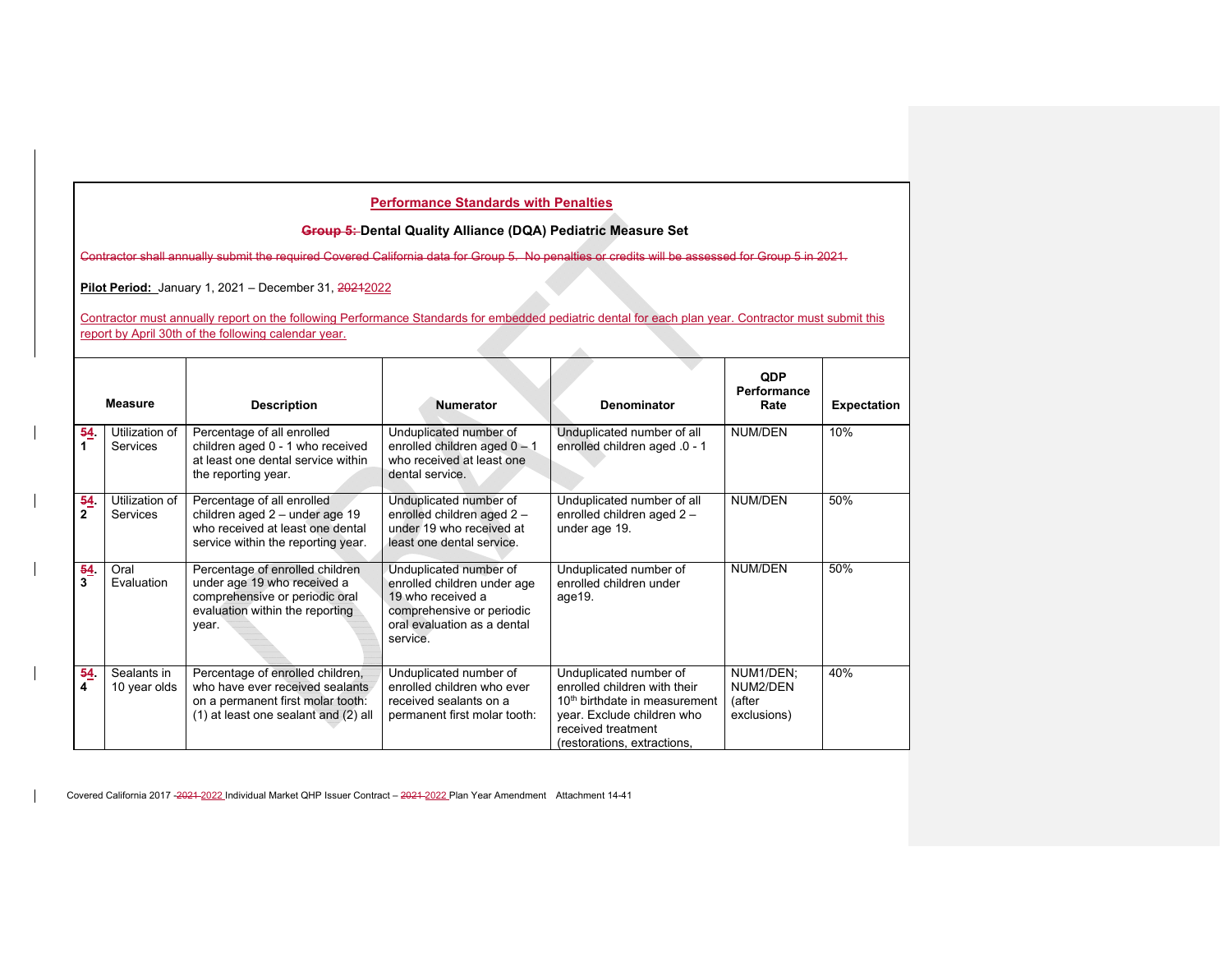**Performance Standards with Penalties**

**Group 5: Dental Quality Alliance (DQA) Pediatric Measure Set**

Contractor shall annually submit the required Covered California data for Group 5. No penalties or credits will be assessed for Group 5 in 2021.

**Pilot Period:** January 1, 2021 – December 31, 20212022

Contractor must annually report on the following Performance Standards for embedded pediatric dental for each plan year. Contractor must submit this report by April 30th of the following calendar year.

| | Measure | Description | Numerator | Denominator | QDP Performance Rate | Expectation |
|---|---|---|---|---|---|---|
| 54.1 | Utilization of Services | Percentage of all enrolled children aged 0 - 1 who received at least one dental service within the reporting year. | Unduplicated number of enrolled children aged 0 – 1 who received at least one dental service. | Unduplicated number of all enrolled children aged .0 - 1 | NUM/DEN | 10% |
| 54.2 | Utilization of Services | Percentage of all enrolled children aged 2 – under age 19 who received at least one dental service within the reporting year. | Unduplicated number of enrolled children aged 2 – under 19 who received at least one dental service. | Unduplicated number of all enrolled children aged 2 – under age 19. | NUM/DEN | 50% |
| 54.3 | Oral Evaluation | Percentage of enrolled children under age 19 who received a comprehensive or periodic oral evaluation within the reporting year. | Unduplicated number of enrolled children under age 19 who received a comprehensive or periodic oral evaluation as a dental service. | Unduplicated number of enrolled children under age19. | NUM/DEN | 50% |
| 54.4 | Sealants in 10 year olds | Percentage of enrolled children, who have ever received sealants on a permanent first molar tooth: (1) at least one sealant and (2) all | Unduplicated number of enrolled children who ever received sealants on a permanent first molar tooth: | Unduplicated number of enrolled children with their 10th birthdate in measurement year. Exclude children who received treatment (restorations, extractions, | NUM1/DEN; NUM2/DEN (after exclusions) | 40% |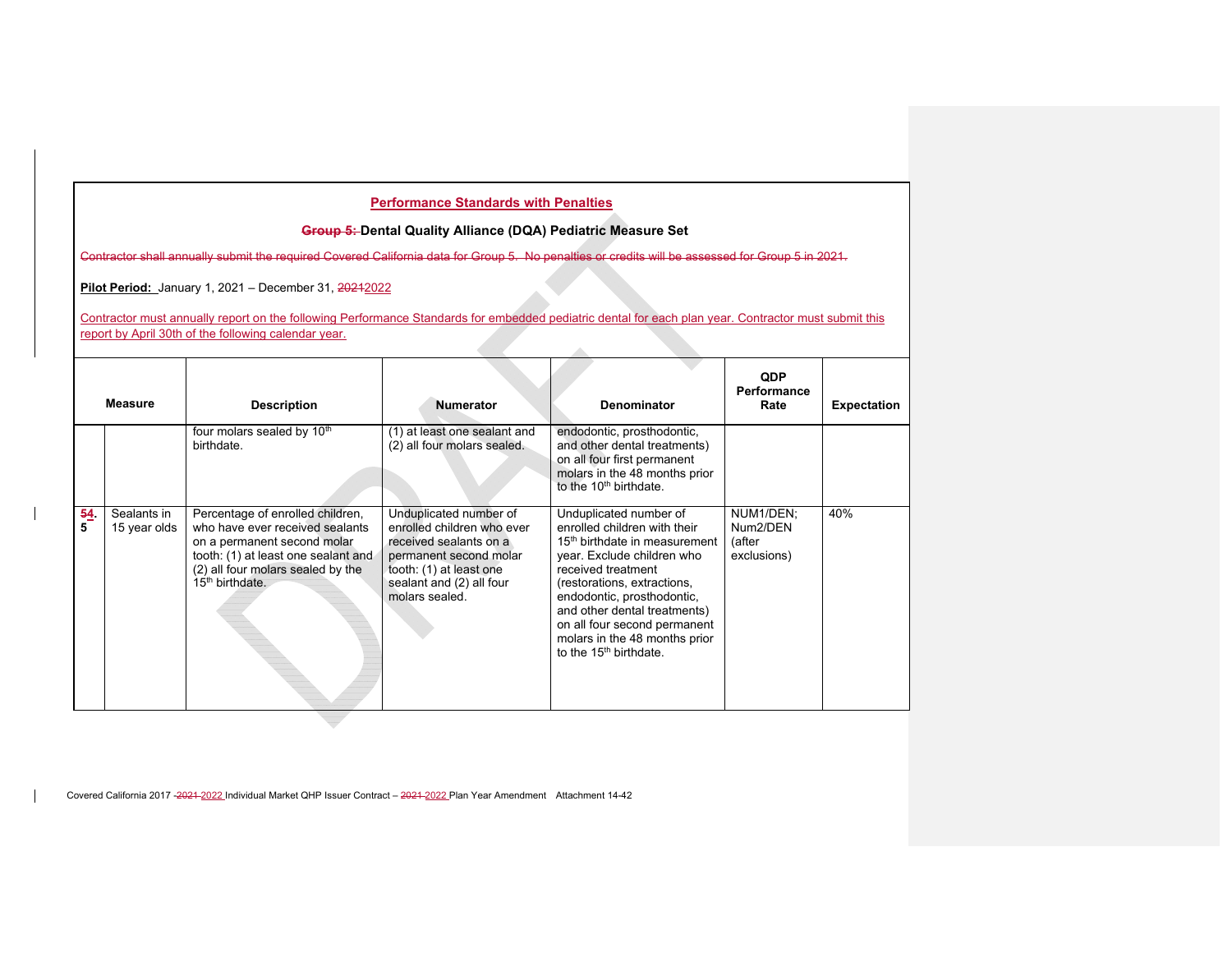**Performance Standards with Penalties**

**Group 5: Dental Quality Alliance (DQA) Pediatric Measure Set**

Contractor shall annually submit the required Covered California data for Group 5. No penalties or credits will be assessed for Group 5 in 2021.

**Pilot Period:** January 1, 2021 – December 31, 20212022

Contractor must annually report on the following Performance Standards for embedded pediatric dental for each plan year. Contractor must submit this report by April 30th of the following calendar year.

| Measure | | Description | Numerator | Denominator | QDP Performance Rate | Expectation |
|---|---|---|---|---|---|---|
| | | four molars sealed by 10th birthdate. | (1) at least one sealant and (2) all four molars sealed. | endodontic, prosthodontic, and other dental treatments) on all four first permanent molars in the 48 months prior to the 10th birthdate. | | |
| 54.5 | Sealants in 15 year olds | Percentage of enrolled children, who have ever received sealants on a permanent second molar tooth: (1) at least one sealant and (2) all four molars sealed by the 15th birthdate. | Unduplicated number of enrolled children who ever received sealants on a permanent second molar tooth: (1) at least one sealant and (2) all four molars sealed. | Unduplicated number of enrolled children with their 15th birthdate in measurement year. Exclude children who received treatment (restorations, extractions, endodontic, prosthodontic, and other dental treatments) on all four second permanent molars in the 48 months prior to the 15th birthdate. | NUM1/DEN; Num2/DEN (after exclusions) | 40% |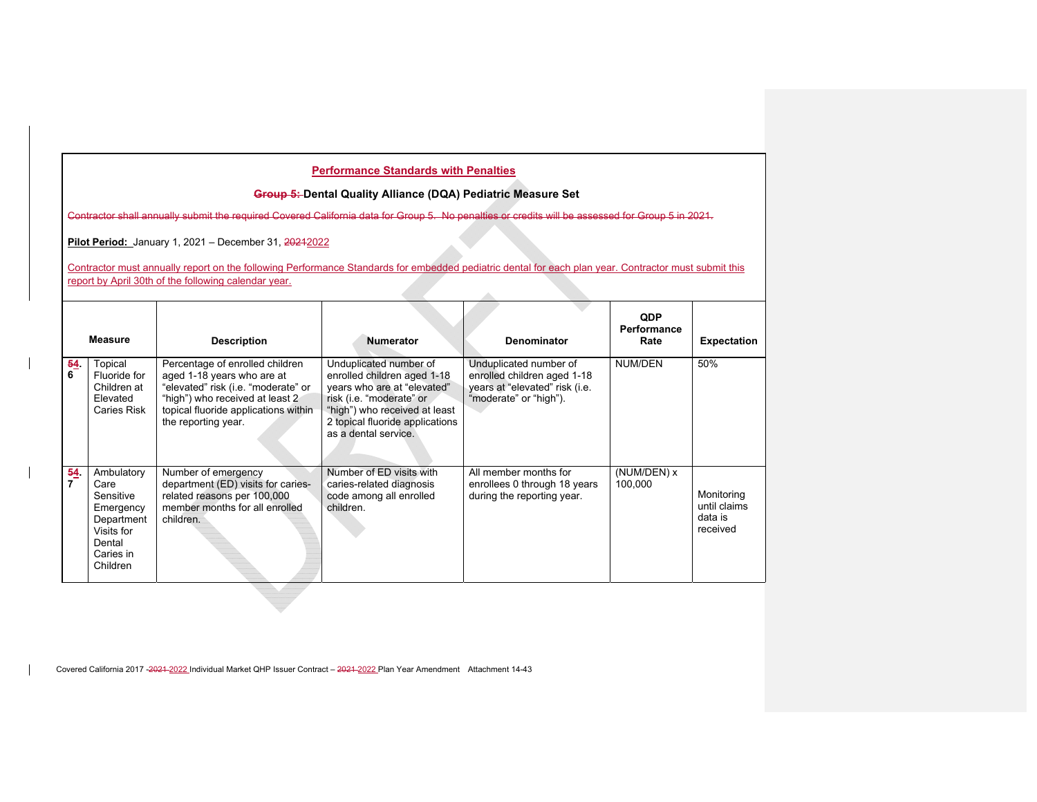**Performance Standards with Penalties**

**~~Group 5:~~ Dental Quality Alliance (DQA) Pediatric Measure Set**

~~Contractor shall annually submit the required Covered California data for Group 5. No penalties or credits will be assessed for Group 5 in 2021.~~

**Pilot Period:** January 1, 2021 – December 31, ~~2021~~2022

Contractor must annually report on the following Performance Standards for embedded pediatric dental for each plan year. Contractor must submit this report by April 30th of the following calendar year.

| Measure | | Description | Numerator | Denominator | QDP Performance Rate | Expectation |
|---|---|---|---|---|---|---|
| ~~5~~4. 6 | Topical Fluoride for Children at Elevated Caries Risk | Percentage of enrolled children aged 1-18 years who are at "elevated" risk (i.e. "moderate" or "high") who received at least 2 topical fluoride applications within the reporting year. | Unduplicated number of enrolled children aged 1-18 years who are at "elevated" risk (i.e. "moderate" or "high") who received at least 2 topical fluoride applications as a dental service. | Unduplicated number of enrolled children aged 1-18 years at "elevated" risk (i.e. "moderate" or "high"). | NUM/DEN | 50% |
| ~~5~~4. 7 | Ambulatory Care Sensitive Emergency Department Visits for Dental Caries in Children | Number of emergency department (ED) visits for caries-related reasons per 100,000 member months for all enrolled children. | Number of ED visits with caries-related diagnosis code among all enrolled children. | All member months for enrollees 0 through 18 years during the reporting year. | (NUM/DEN) x 100,000 | Monitoring until claims data is received |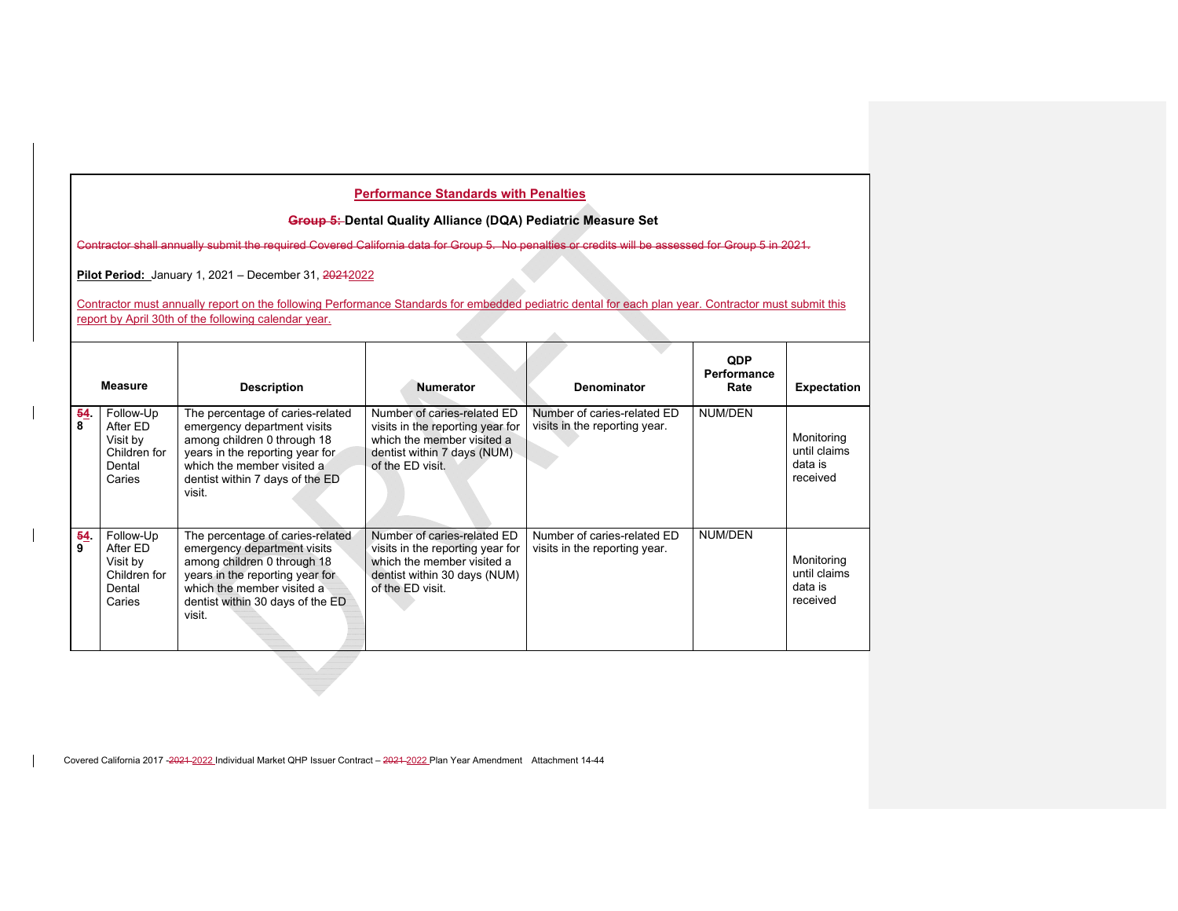**Performance Standards with Penalties**

**Group 5: Dental Quality Alliance (DQA) Pediatric Measure Set**

Contractor shall annually submit the required Covered California data for Group 5. No penalties or credits will be assessed for Group 5 in 2021.

**Pilot Period:** January 1, 2021 – December 31, 20212022

Contractor must annually report on the following Performance Standards for embedded pediatric dental for each plan year. Contractor must submit this report by April 30th of the following calendar year.

| | Measure | Description | Numerator | Denominator | QDP Performance Rate | Expectation |
|---|---|---|---|---|---|---|
| 54.8 | Follow-Up After ED Visit by Children for Dental Caries | The percentage of caries-related emergency department visits among children 0 through 18 years in the reporting year for which the member visited a dentist within 7 days of the ED visit. | Number of caries-related ED visits in the reporting year for which the member visited a dentist within 7 days (NUM) of the ED visit. | Number of caries-related ED visits in the reporting year. | NUM/DEN | Monitoring until claims data is received |
| 54.9 | Follow-Up After ED Visit by Children for Dental Caries | The percentage of caries-related emergency department visits among children 0 through 18 years in the reporting year for which the member visited a dentist within 30 days of the ED visit. | Number of caries-related ED visits in the reporting year for which the member visited a dentist within 30 days (NUM) of the ED visit. | Number of caries-related ED visits in the reporting year. | NUM/DEN | Monitoring until claims data is received |